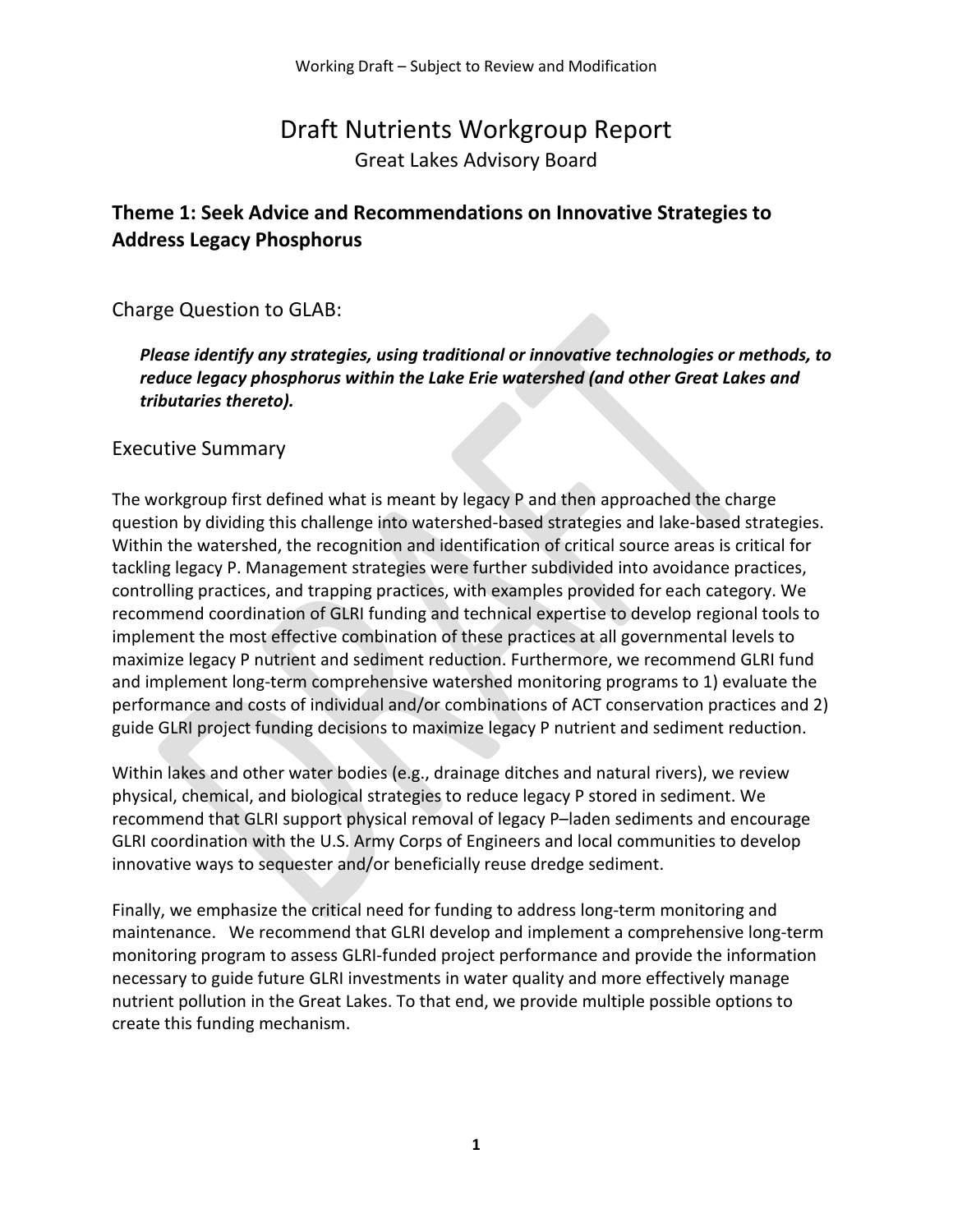# Draft Nutrients Workgroup Report

Great Lakes Advisory Board

## Theme 1: Seek Advice and Recommendations on Innovative Strategies to Address Legacy Phosphorus

### Charge Question to GLAB:

> ***Please identify any strategies, using traditional or innovative technologies or methods, to reduce legacy phosphorus within the Lake Erie watershed (and other Great Lakes and tributaries thereto).***

### Executive Summary

The workgroup first defined what is meant by legacy P and then approached the charge question by dividing this challenge into watershed-based strategies and lake-based strategies. Within the watershed, the recognition and identification of critical source areas is critical for tackling legacy P. Management strategies were further subdivided into avoidance practices, controlling practices, and trapping practices, with examples provided for each category. We recommend coordination of GLRI funding and technical expertise to develop regional tools to implement the most effective combination of these practices at all governmental levels to maximize legacy P nutrient and sediment reduction. Furthermore, we recommend GLRI fund and implement long-term comprehensive watershed monitoring programs to 1) evaluate the performance and costs of individual and/or combinations of ACT conservation practices and 2) guide GLRI project funding decisions to maximize legacy P nutrient and sediment reduction.

Within lakes and other water bodies (e.g., drainage ditches and natural rivers), we review physical, chemical, and biological strategies to reduce legacy P stored in sediment. We recommend that GLRI support physical removal of legacy P–laden sediments and encourage GLRI coordination with the U.S. Army Corps of Engineers and local communities to develop innovative ways to sequester and/or beneficially reuse dredge sediment.

Finally, we emphasize the critical need for funding to address long-term monitoring and maintenance. We recommend that GLRI develop and implement a comprehensive long-term monitoring program to assess GLRI-funded project performance and provide the information necessary to guide future GLRI investments in water quality and more effectively manage nutrient pollution in the Great Lakes. To that end, we provide multiple possible options to create this funding mechanism.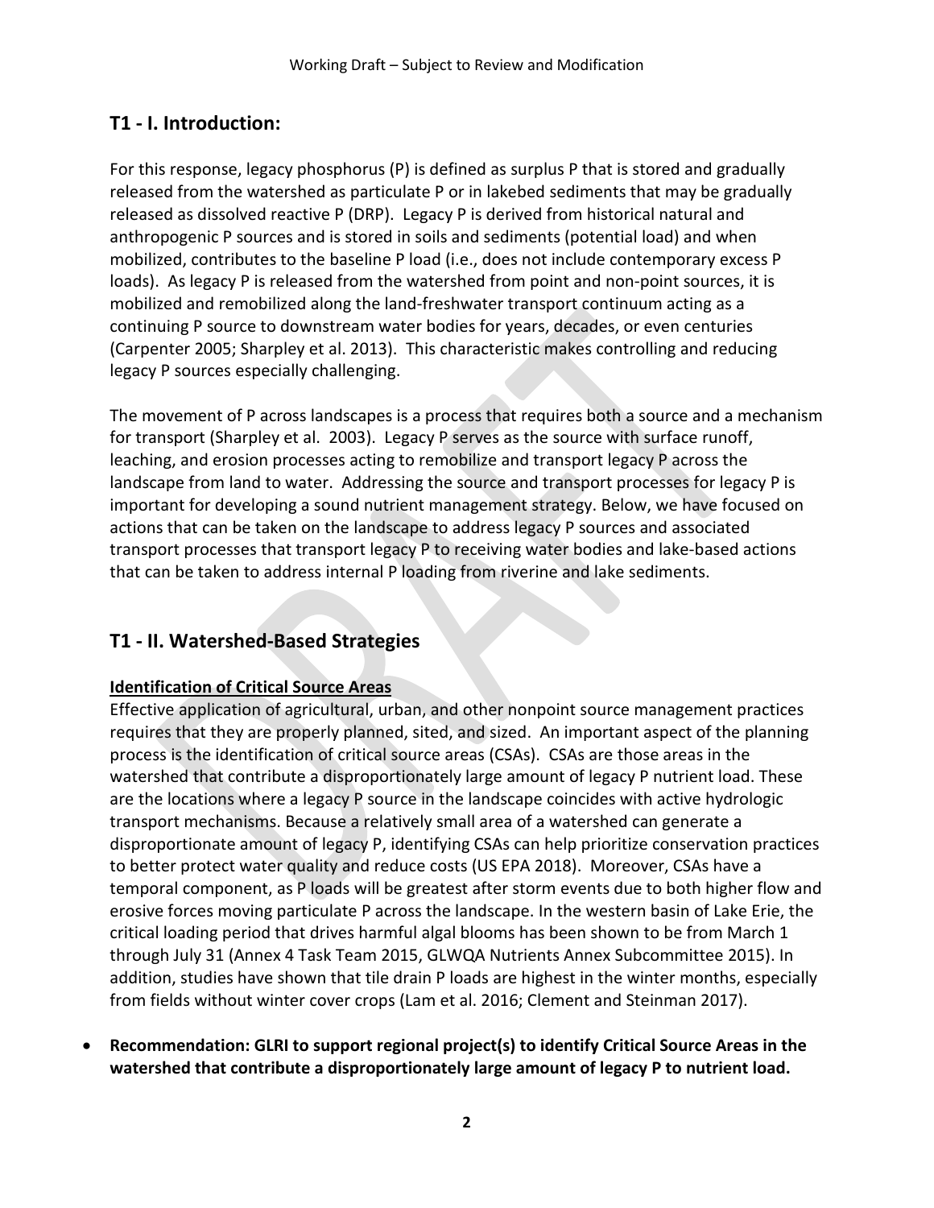## T1 - I. Introduction:

For this response, legacy phosphorus (P) is defined as surplus P that is stored and gradually released from the watershed as particulate P or in lakebed sediments that may be gradually released as dissolved reactive P (DRP). Legacy P is derived from historical natural and anthropogenic P sources and is stored in soils and sediments (potential load) and when mobilized, contributes to the baseline P load (i.e., does not include contemporary excess P loads). As legacy P is released from the watershed from point and non-point sources, it is mobilized and remobilized along the land-freshwater transport continuum acting as a continuing P source to downstream water bodies for years, decades, or even centuries (Carpenter 2005; Sharpley et al. 2013). This characteristic makes controlling and reducing legacy P sources especially challenging.

The movement of P across landscapes is a process that requires both a source and a mechanism for transport (Sharpley et al. 2003). Legacy P serves as the source with surface runoff, leaching, and erosion processes acting to remobilize and transport legacy P across the landscape from land to water. Addressing the source and transport processes for legacy P is important for developing a sound nutrient management strategy. Below, we have focused on actions that can be taken on the landscape to address legacy P sources and associated transport processes that transport legacy P to receiving water bodies and lake-based actions that can be taken to address internal P loading from riverine and lake sediments.

## T1 - II. Watershed-Based Strategies

**Identification of Critical Source Areas**

Effective application of agricultural, urban, and other nonpoint source management practices requires that they are properly planned, sited, and sized. An important aspect of the planning process is the identification of critical source areas (CSAs). CSAs are those areas in the watershed that contribute a disproportionately large amount of legacy P nutrient load. These are the locations where a legacy P source in the landscape coincides with active hydrologic transport mechanisms. Because a relatively small area of a watershed can generate a disproportionate amount of legacy P, identifying CSAs can help prioritize conservation practices to better protect water quality and reduce costs (US EPA 2018). Moreover, CSAs have a temporal component, as P loads will be greatest after storm events due to both higher flow and erosive forces moving particulate P across the landscape. In the western basin of Lake Erie, the critical loading period that drives harmful algal blooms has been shown to be from March 1 through July 31 (Annex 4 Task Team 2015, GLWQA Nutrients Annex Subcommittee 2015). In addition, studies have shown that tile drain P loads are highest in the winter months, especially from fields without winter cover crops (Lam et al. 2016; Clement and Steinman 2017).

- **Recommendation: GLRI to support regional project(s) to identify Critical Source Areas in the watershed that contribute a disproportionately large amount of legacy P to nutrient load.**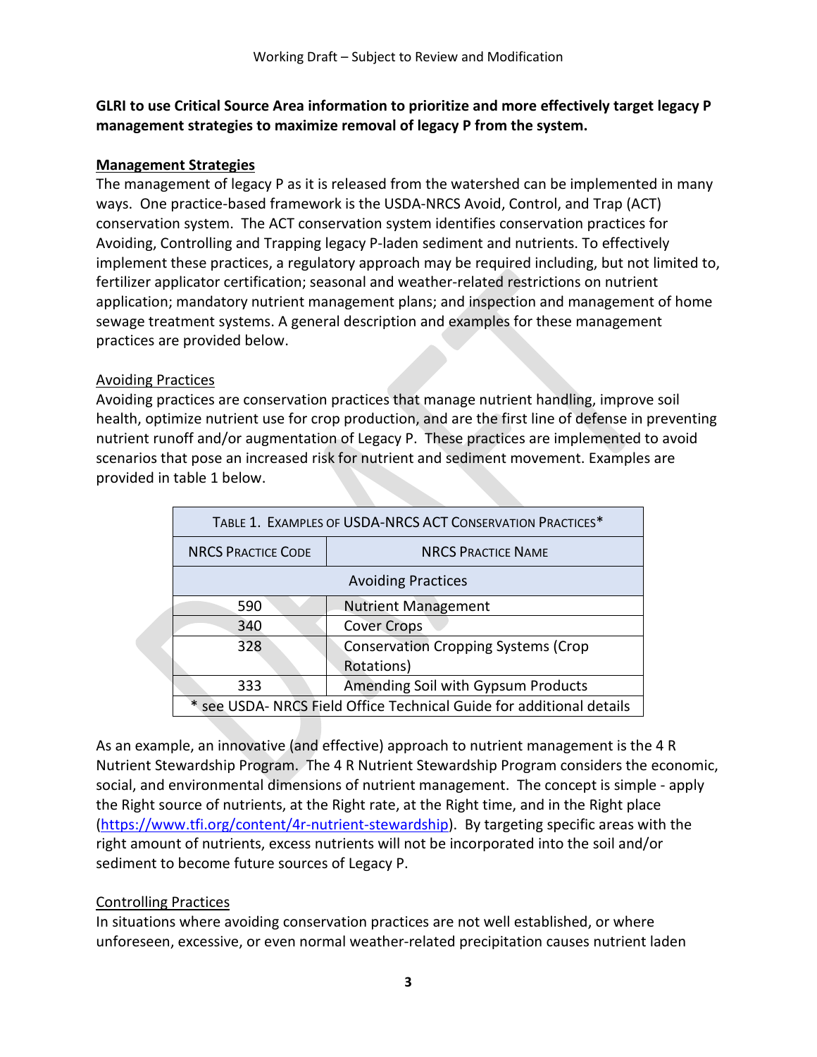**GLRI to use Critical Source Area information to prioritize and more effectively target legacy P management strategies to maximize removal of legacy P from the system.**

## Management Strategies

The management of legacy P as it is released from the watershed can be implemented in many ways. One practice-based framework is the USDA-NRCS Avoid, Control, and Trap (ACT) conservation system. The ACT conservation system identifies conservation practices for Avoiding, Controlling and Trapping legacy P-laden sediment and nutrients. To effectively implement these practices, a regulatory approach may be required including, but not limited to, fertilizer applicator certification; seasonal and weather-related restrictions on nutrient application; mandatory nutrient management plans; and inspection and management of home sewage treatment systems. A general description and examples for these management practices are provided below.

### Avoiding Practices

Avoiding practices are conservation practices that manage nutrient handling, improve soil health, optimize nutrient use for crop production, and are the first line of defense in preventing nutrient runoff and/or augmentation of Legacy P. These practices are implemented to avoid scenarios that pose an increased risk for nutrient and sediment movement. Examples are provided in table 1 below.

Table 1. Examples of USDA-NRCS ACT Conservation Practices*

| NRCS Practice Code | NRCS Practice Name |
|---|---|
| Avoiding Practices | |
| 590 | Nutrient Management |
| 340 | Cover Crops |
| 328 | Conservation Cropping Systems (Crop Rotations) |
| 333 | Amending Soil with Gypsum Products |

* see USDA- NRCS Field Office Technical Guide for additional details

As an example, an innovative (and effective) approach to nutrient management is the 4 R Nutrient Stewardship Program. The 4 R Nutrient Stewardship Program considers the economic, social, and environmental dimensions of nutrient management. The concept is simple - apply the Right source of nutrients, at the Right rate, at the Right time, and in the Right place (https://www.tfi.org/content/4r-nutrient-stewardship). By targeting specific areas with the right amount of nutrients, excess nutrients will not be incorporated into the soil and/or sediment to become future sources of Legacy P.

### Controlling Practices

In situations where avoiding conservation practices are not well established, or where unforeseen, excessive, or even normal weather-related precipitation causes nutrient laden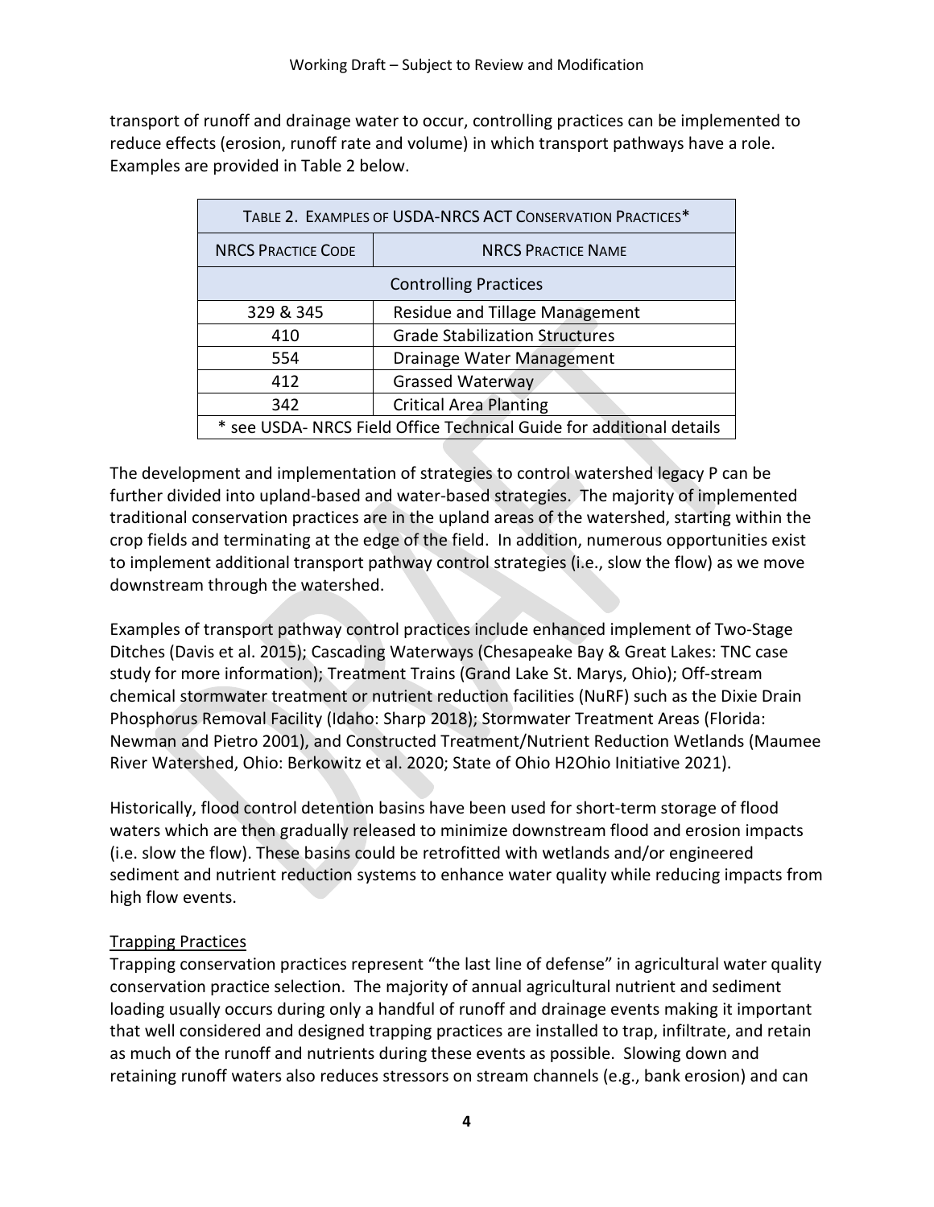transport of runoff and drainage water to occur, controlling practices can be implemented to reduce effects (erosion, runoff rate and volume) in which transport pathways have a role. Examples are provided in Table 2 below.

| Table 2. Examples of USDA-NRCS ACT Conservation Practices* | |
|---|---|
| NRCS Practice Code | NRCS Practice Name |
| Controlling Practices | |
| 329 & 345 | Residue and Tillage Management |
| 410 | Grade Stabilization Structures |
| 554 | Drainage Water Management |
| 412 | Grassed Waterway |
| 342 | Critical Area Planting |
| * see USDA- NRCS Field Office Technical Guide for additional details | |

The development and implementation of strategies to control watershed legacy P can be further divided into upland-based and water-based strategies. The majority of implemented traditional conservation practices are in the upland areas of the watershed, starting within the crop fields and terminating at the edge of the field. In addition, numerous opportunities exist to implement additional transport pathway control strategies (i.e., slow the flow) as we move downstream through the watershed.

Examples of transport pathway control practices include enhanced implement of Two-Stage Ditches (Davis et al. 2015); Cascading Waterways (Chesapeake Bay & Great Lakes: TNC case study for more information); Treatment Trains (Grand Lake St. Marys, Ohio); Off-stream chemical stormwater treatment or nutrient reduction facilities (NuRF) such as the Dixie Drain Phosphorus Removal Facility (Idaho: Sharp 2018); Stormwater Treatment Areas (Florida: Newman and Pietro 2001), and Constructed Treatment/Nutrient Reduction Wetlands (Maumee River Watershed, Ohio: Berkowitz et al. 2020; State of Ohio H2Ohio Initiative 2021).

Historically, flood control detention basins have been used for short-term storage of flood waters which are then gradually released to minimize downstream flood and erosion impacts (i.e. slow the flow). These basins could be retrofitted with wetlands and/or engineered sediment and nutrient reduction systems to enhance water quality while reducing impacts from high flow events.

### Trapping Practices

Trapping conservation practices represent “the last line of defense” in agricultural water quality conservation practice selection. The majority of annual agricultural nutrient and sediment loading usually occurs during only a handful of runoff and drainage events making it important that well considered and designed trapping practices are installed to trap, infiltrate, and retain as much of the runoff and nutrients during these events as possible. Slowing down and retaining runoff waters also reduces stressors on stream channels (e.g., bank erosion) and can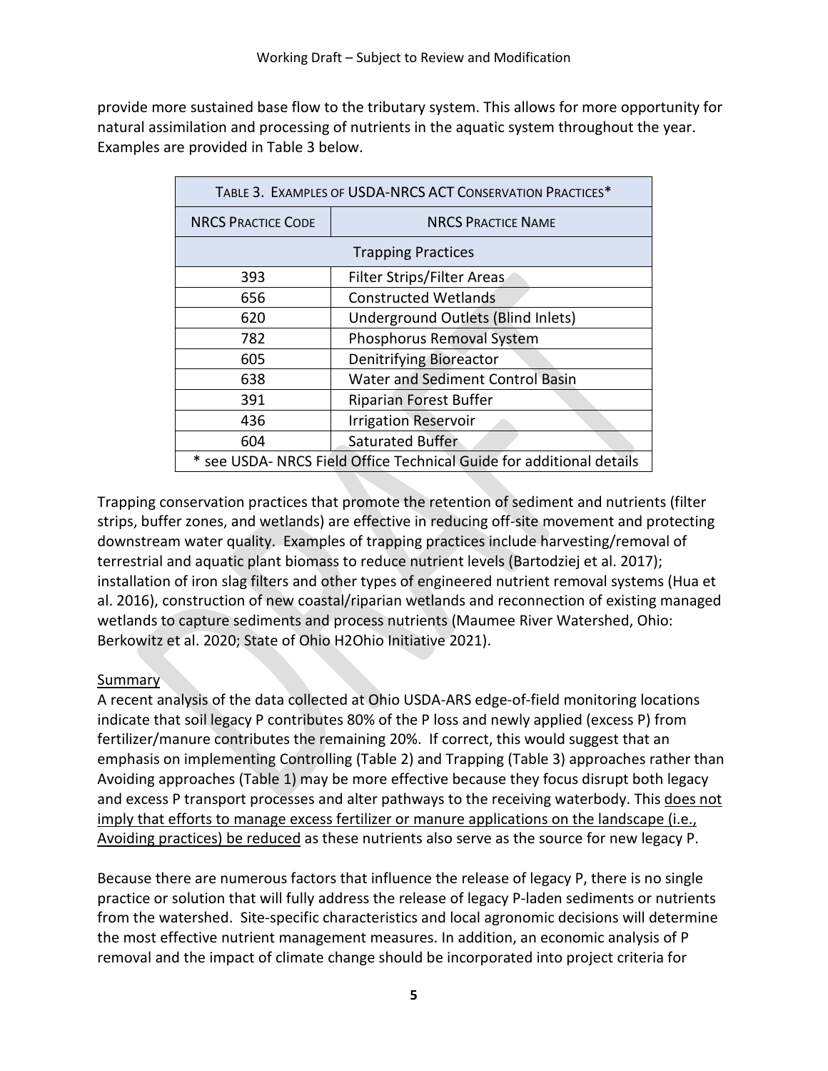provide more sustained base flow to the tributary system. This allows for more opportunity for natural assimilation and processing of nutrients in the aquatic system throughout the year. Examples are provided in Table 3 below.

| TABLE 3. EXAMPLES OF USDA-NRCS ACT CONSERVATION PRACTICES* | |
|---|---|
| NRCS PRACTICE CODE | NRCS PRACTICE NAME |
| Trapping Practices | |
| 393 | Filter Strips/Filter Areas |
| 656 | Constructed Wetlands |
| 620 | Underground Outlets (Blind Inlets) |
| 782 | Phosphorus Removal System |
| 605 | Denitrifying Bioreactor |
| 638 | Water and Sediment Control Basin |
| 391 | Riparian Forest Buffer |
| 436 | Irrigation Reservoir |
| 604 | Saturated Buffer |
| * see USDA- NRCS Field Office Technical Guide for additional details | |

Trapping conservation practices that promote the retention of sediment and nutrients (filter strips, buffer zones, and wetlands) are effective in reducing off-site movement and protecting downstream water quality. Examples of trapping practices include harvesting/removal of terrestrial and aquatic plant biomass to reduce nutrient levels (Bartodziej et al. 2017); installation of iron slag filters and other types of engineered nutrient removal systems (Hua et al. 2016), construction of new coastal/riparian wetlands and reconnection of existing managed wetlands to capture sediments and process nutrients (Maumee River Watershed, Ohio: Berkowitz et al. 2020; State of Ohio H2Ohio Initiative 2021).

Summary

A recent analysis of the data collected at Ohio USDA-ARS edge-of-field monitoring locations indicate that soil legacy P contributes 80% of the P loss and newly applied (excess P) from fertilizer/manure contributes the remaining 20%. If correct, this would suggest that an emphasis on implementing Controlling (Table 2) and Trapping (Table 3) approaches rather than Avoiding approaches (Table 1) may be more effective because they focus disrupt both legacy and excess P transport processes and alter pathways to the receiving waterbody. This does not imply that efforts to manage excess fertilizer or manure applications on the landscape (i.e., Avoiding practices) be reduced as these nutrients also serve as the source for new legacy P.

Because there are numerous factors that influence the release of legacy P, there is no single practice or solution that will fully address the release of legacy P-laden sediments or nutrients from the watershed. Site-specific characteristics and local agronomic decisions will determine the most effective nutrient management measures. In addition, an economic analysis of P removal and the impact of climate change should be incorporated into project criteria for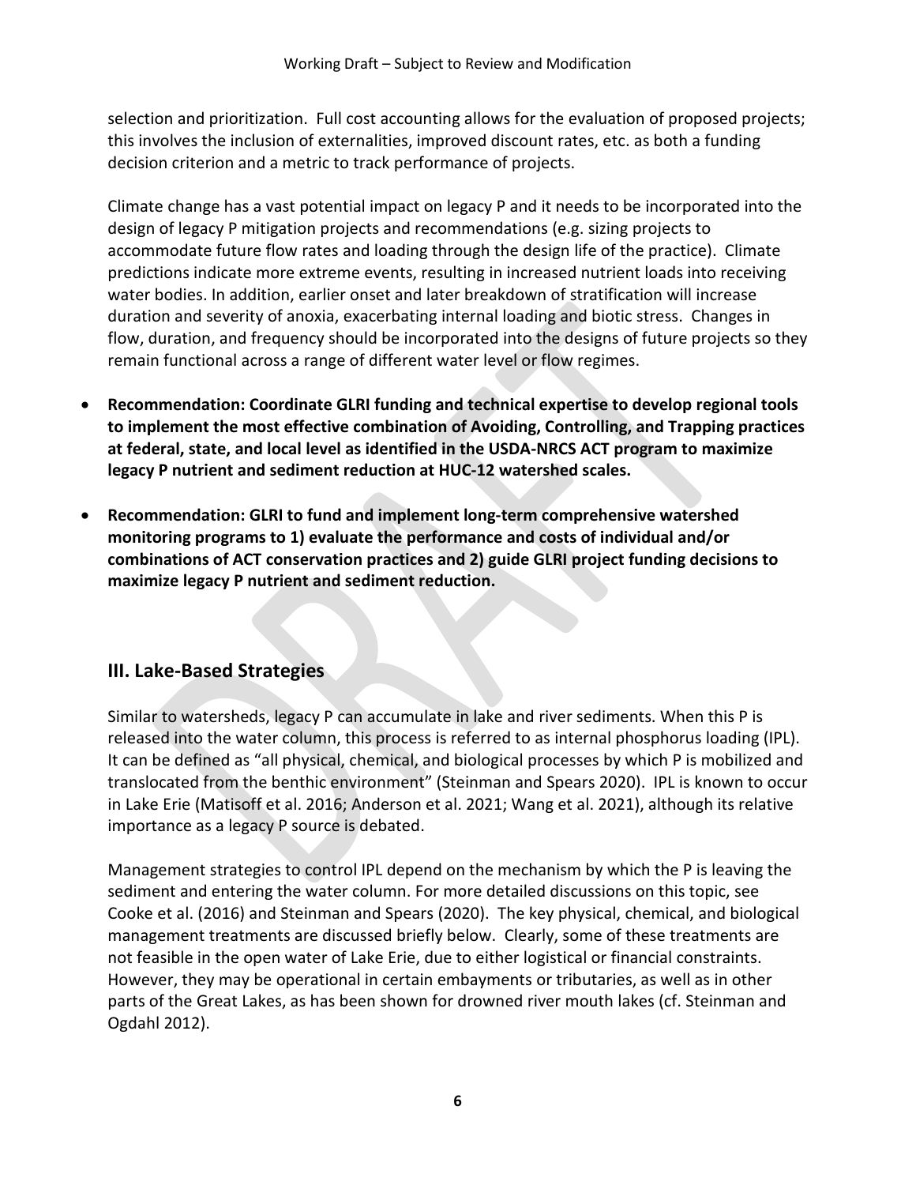selection and prioritization. Full cost accounting allows for the evaluation of proposed projects; this involves the inclusion of externalities, improved discount rates, etc. as both a funding decision criterion and a metric to track performance of projects.

Climate change has a vast potential impact on legacy P and it needs to be incorporated into the design of legacy P mitigation projects and recommendations (e.g. sizing projects to accommodate future flow rates and loading through the design life of the practice). Climate predictions indicate more extreme events, resulting in increased nutrient loads into receiving water bodies. In addition, earlier onset and later breakdown of stratification will increase duration and severity of anoxia, exacerbating internal loading and biotic stress. Changes in flow, duration, and frequency should be incorporated into the designs of future projects so they remain functional across a range of different water level or flow regimes.

- **Recommendation: Coordinate GLRI funding and technical expertise to develop regional tools to implement the most effective combination of Avoiding, Controlling, and Trapping practices at federal, state, and local level as identified in the USDA-NRCS ACT program to maximize legacy P nutrient and sediment reduction at HUC-12 watershed scales.**

- **Recommendation: GLRI to fund and implement long-term comprehensive watershed monitoring programs to 1) evaluate the performance and costs of individual and/or combinations of ACT conservation practices and 2) guide GLRI project funding decisions to maximize legacy P nutrient and sediment reduction.**

## III. Lake-Based Strategies

Similar to watersheds, legacy P can accumulate in lake and river sediments. When this P is released into the water column, this process is referred to as internal phosphorus loading (IPL). It can be defined as "all physical, chemical, and biological processes by which P is mobilized and translocated from the benthic environment" (Steinman and Spears 2020). IPL is known to occur in Lake Erie (Matisoff et al. 2016; Anderson et al. 2021; Wang et al. 2021), although its relative importance as a legacy P source is debated.

Management strategies to control IPL depend on the mechanism by which the P is leaving the sediment and entering the water column. For more detailed discussions on this topic, see Cooke et al. (2016) and Steinman and Spears (2020). The key physical, chemical, and biological management treatments are discussed briefly below. Clearly, some of these treatments are not feasible in the open water of Lake Erie, due to either logistical or financial constraints. However, they may be operational in certain embayments or tributaries, as well as in other parts of the Great Lakes, as has been shown for drowned river mouth lakes (cf. Steinman and Ogdahl 2012).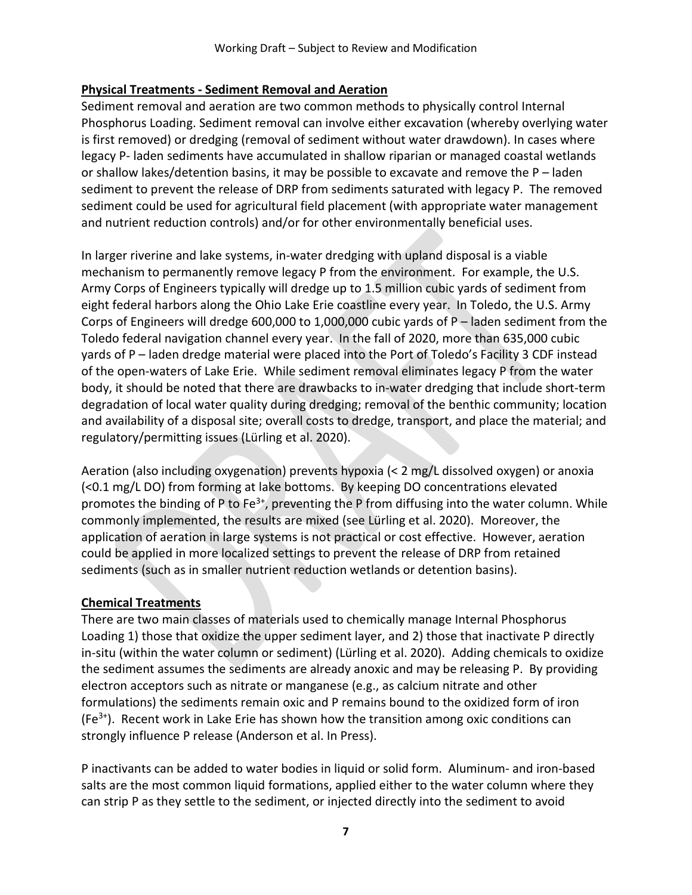**Physical Treatments - Sediment Removal and Aeration**

Sediment removal and aeration are two common methods to physically control Internal Phosphorus Loading. Sediment removal can involve either excavation (whereby overlying water is first removed) or dredging (removal of sediment without water drawdown). In cases where legacy P- laden sediments have accumulated in shallow riparian or managed coastal wetlands or shallow lakes/detention basins, it may be possible to excavate and remove the P – laden sediment to prevent the release of DRP from sediments saturated with legacy P. The removed sediment could be used for agricultural field placement (with appropriate water management and nutrient reduction controls) and/or for other environmentally beneficial uses.

In larger riverine and lake systems, in-water dredging with upland disposal is a viable mechanism to permanently remove legacy P from the environment. For example, the U.S. Army Corps of Engineers typically will dredge up to 1.5 million cubic yards of sediment from eight federal harbors along the Ohio Lake Erie coastline every year. In Toledo, the U.S. Army Corps of Engineers will dredge 600,000 to 1,000,000 cubic yards of P – laden sediment from the Toledo federal navigation channel every year. In the fall of 2020, more than 635,000 cubic yards of P – laden dredge material were placed into the Port of Toledo's Facility 3 CDF instead of the open-waters of Lake Erie. While sediment removal eliminates legacy P from the water body, it should be noted that there are drawbacks to in-water dredging that include short-term degradation of local water quality during dredging; removal of the benthic community; location and availability of a disposal site; overall costs to dredge, transport, and place the material; and regulatory/permitting issues (Lürling et al. 2020).

Aeration (also including oxygenation) prevents hypoxia (< 2 mg/L dissolved oxygen) or anoxia (<0.1 mg/L DO) from forming at lake bottoms. By keeping DO concentrations elevated promotes the binding of P to $Fe^{3+}$, preventing the P from diffusing into the water column. While commonly implemented, the results are mixed (see Lürling et al. 2020). Moreover, the application of aeration in large systems is not practical or cost effective. However, aeration could be applied in more localized settings to prevent the release of DRP from retained sediments (such as in smaller nutrient reduction wetlands or detention basins).

**Chemical Treatments**

There are two main classes of materials used to chemically manage Internal Phosphorus Loading 1) those that oxidize the upper sediment layer, and 2) those that inactivate P directly in-situ (within the water column or sediment) (Lürling et al. 2020). Adding chemicals to oxidize the sediment assumes the sediments are already anoxic and may be releasing P. By providing electron acceptors such as nitrate or manganese (e.g., as calcium nitrate and other formulations) the sediments remain oxic and P remains bound to the oxidized form of iron ($Fe^{3+}$). Recent work in Lake Erie has shown how the transition among oxic conditions can strongly influence P release (Anderson et al. In Press).

P inactivants can be added to water bodies in liquid or solid form. Aluminum- and iron-based salts are the most common liquid formations, applied either to the water column where they can strip P as they settle to the sediment, or injected directly into the sediment to avoid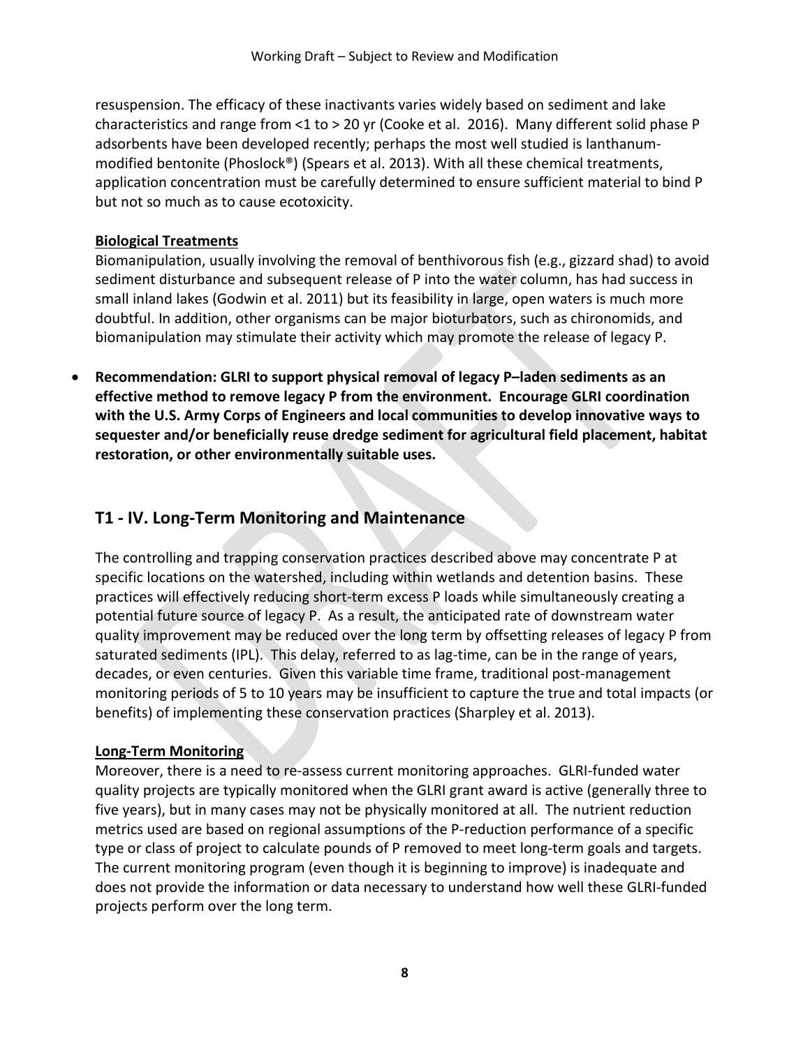resuspension. The efficacy of these inactivants varies widely based on sediment and lake characteristics and range from <1 to > 20 yr (Cooke et al. 2016). Many different solid phase P adsorbents have been developed recently; perhaps the most well studied is lanthanum-modified bentonite (Phoslock®) (Spears et al. 2013). With all these chemical treatments, application concentration must be carefully determined to ensure sufficient material to bind P but not so much as to cause ecotoxicity.

**Biological Treatments**

Biomanipulation, usually involving the removal of benthivorous fish (e.g., gizzard shad) to avoid sediment disturbance and subsequent release of P into the water column, has had success in small inland lakes (Godwin et al. 2011) but its feasibility in large, open waters is much more doubtful. In addition, other organisms can be major bioturbators, such as chironomids, and biomanipulation may stimulate their activity which may promote the release of legacy P.

- **Recommendation: GLRI to support physical removal of legacy P–laden sediments as an effective method to remove legacy P from the environment. Encourage GLRI coordination with the U.S. Army Corps of Engineers and local communities to develop innovative ways to sequester and/or beneficially reuse dredge sediment for agricultural field placement, habitat restoration, or other environmentally suitable uses.**

## T1 - IV. Long-Term Monitoring and Maintenance

The controlling and trapping conservation practices described above may concentrate P at specific locations on the watershed, including within wetlands and detention basins. These practices will effectively reducing short-term excess P loads while simultaneously creating a potential future source of legacy P. As a result, the anticipated rate of downstream water quality improvement may be reduced over the long term by offsetting releases of legacy P from saturated sediments (IPL). This delay, referred to as lag-time, can be in the range of years, decades, or even centuries. Given this variable time frame, traditional post-management monitoring periods of 5 to 10 years may be insufficient to capture the true and total impacts (or benefits) of implementing these conservation practices (Sharpley et al. 2013).

**Long-Term Monitoring**

Moreover, there is a need to re-assess current monitoring approaches. GLRI-funded water quality projects are typically monitored when the GLRI grant award is active (generally three to five years), but in many cases may not be physically monitored at all. The nutrient reduction metrics used are based on regional assumptions of the P-reduction performance of a specific type or class of project to calculate pounds of P removed to meet long-term goals and targets. The current monitoring program (even though it is beginning to improve) is inadequate and does not provide the information or data necessary to understand how well these GLRI-funded projects perform over the long term.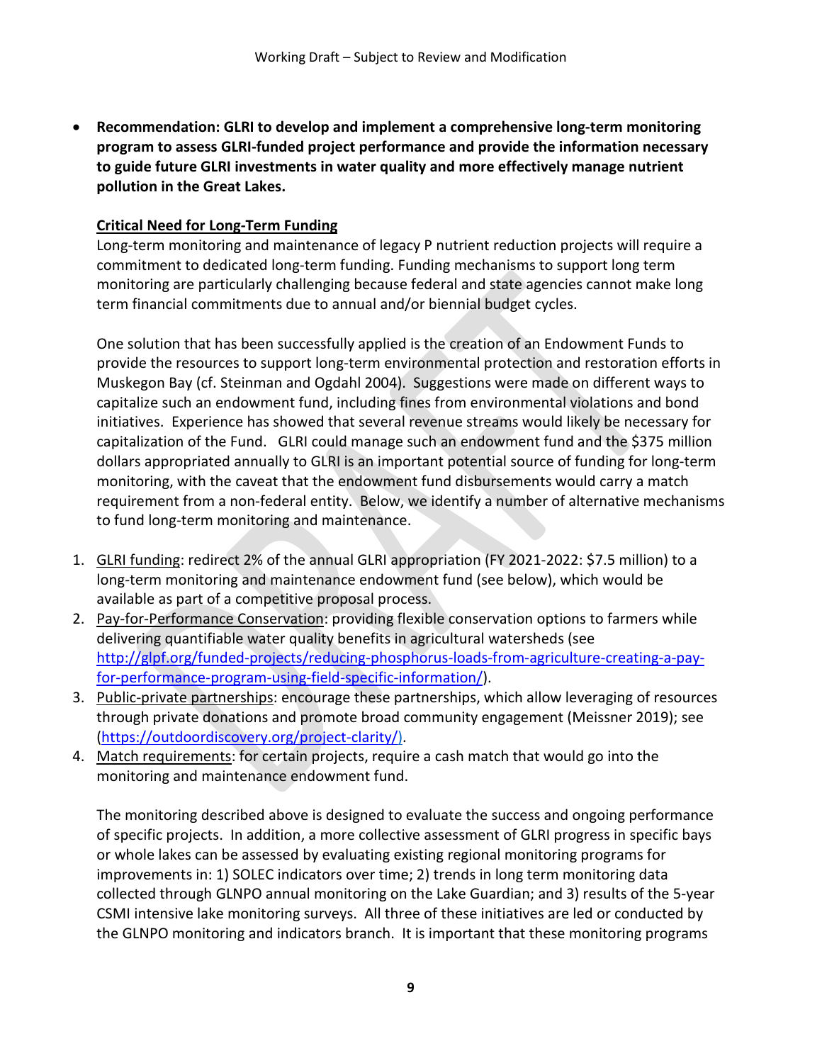- **Recommendation: GLRI to develop and implement a comprehensive long-term monitoring program to assess GLRI-funded project performance and provide the information necessary to guide future GLRI investments in water quality and more effectively manage nutrient pollution in the Great Lakes.**

  **<u>Critical Need for Long-Term Funding</u>**

  Long-term monitoring and maintenance of legacy P nutrient reduction projects will require a commitment to dedicated long-term funding. Funding mechanisms to support long term monitoring are particularly challenging because federal and state agencies cannot make long term financial commitments due to annual and/or biennial budget cycles.

  One solution that has been successfully applied is the creation of an Endowment Funds to provide the resources to support long-term environmental protection and restoration efforts in Muskegon Bay (cf. Steinman and Ogdahl 2004). Suggestions were made on different ways to capitalize such an endowment fund, including fines from environmental violations and bond initiatives. Experience has showed that several revenue streams would likely be necessary for capitalization of the Fund. GLRI could manage such an endowment fund and the $375 million dollars appropriated annually to GLRI is an important potential source of funding for long-term monitoring, with the caveat that the endowment fund disbursements would carry a match requirement from a non-federal entity. Below, we identify a number of alternative mechanisms to fund long-term monitoring and maintenance.

1. <u>GLRI funding</u>: redirect 2% of the annual GLRI appropriation (FY 2021-2022: $7.5 million) to a long-term monitoring and maintenance endowment fund (see below), which would be available as part of a competitive proposal process.
2. <u>Pay-for-Performance Conservation</u>: providing flexible conservation options to farmers while delivering quantifiable water quality benefits in agricultural watersheds (see http://glpf.org/funded-projects/reducing-phosphorus-loads-from-agriculture-creating-a-pay-for-performance-program-using-field-specific-information/).
3. <u>Public-private partnerships</u>: encourage these partnerships, which allow leveraging of resources through private donations and promote broad community engagement (Meissner 2019); see (https://outdoordiscovery.org/project-clarity/).
4. <u>Match requirements</u>: for certain projects, require a cash match that would go into the monitoring and maintenance endowment fund.

   The monitoring described above is designed to evaluate the success and ongoing performance of specific projects. In addition, a more collective assessment of GLRI progress in specific bays or whole lakes can be assessed by evaluating existing regional monitoring programs for improvements in: 1) SOLEC indicators over time; 2) trends in long term monitoring data collected through GLNPO annual monitoring on the Lake Guardian; and 3) results of the 5-year CSMI intensive lake monitoring surveys. All three of these initiatives are led or conducted by the GLNPO monitoring and indicators branch. It is important that these monitoring programs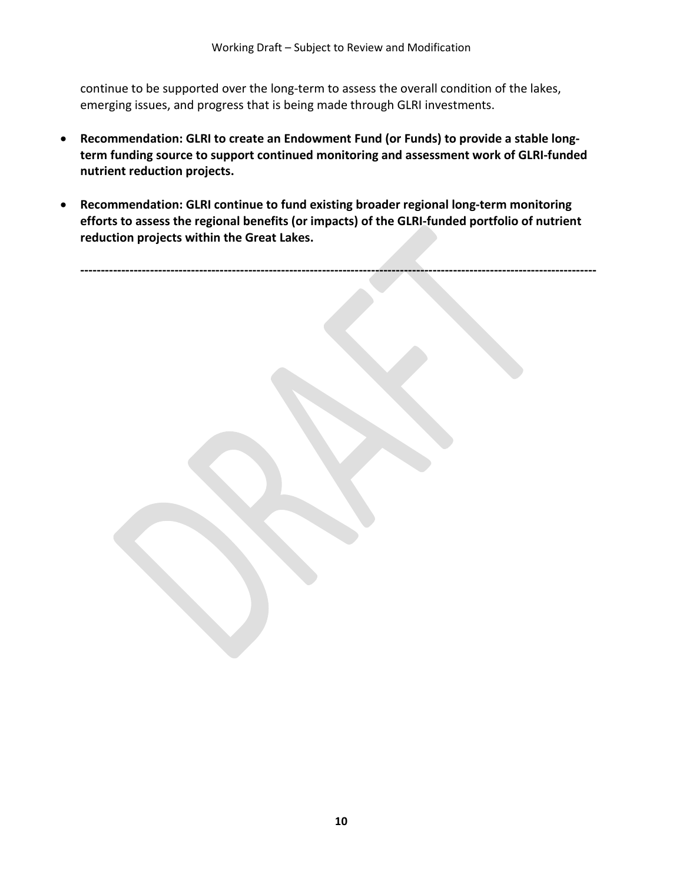continue to be supported over the long-term to assess the overall condition of the lakes, emerging issues, and progress that is being made through GLRI investments.

- **Recommendation: GLRI to create an Endowment Fund (or Funds) to provide a stable long-term funding source to support continued monitoring and assessment work of GLRI-funded nutrient reduction projects.**

- **Recommendation: GLRI continue to fund existing broader regional long-term monitoring efforts to assess the regional benefits (or impacts) of the GLRI-funded portfolio of nutrient reduction projects within the Great Lakes.**

**--------------------------------------------------------------------------------------------------------------------------**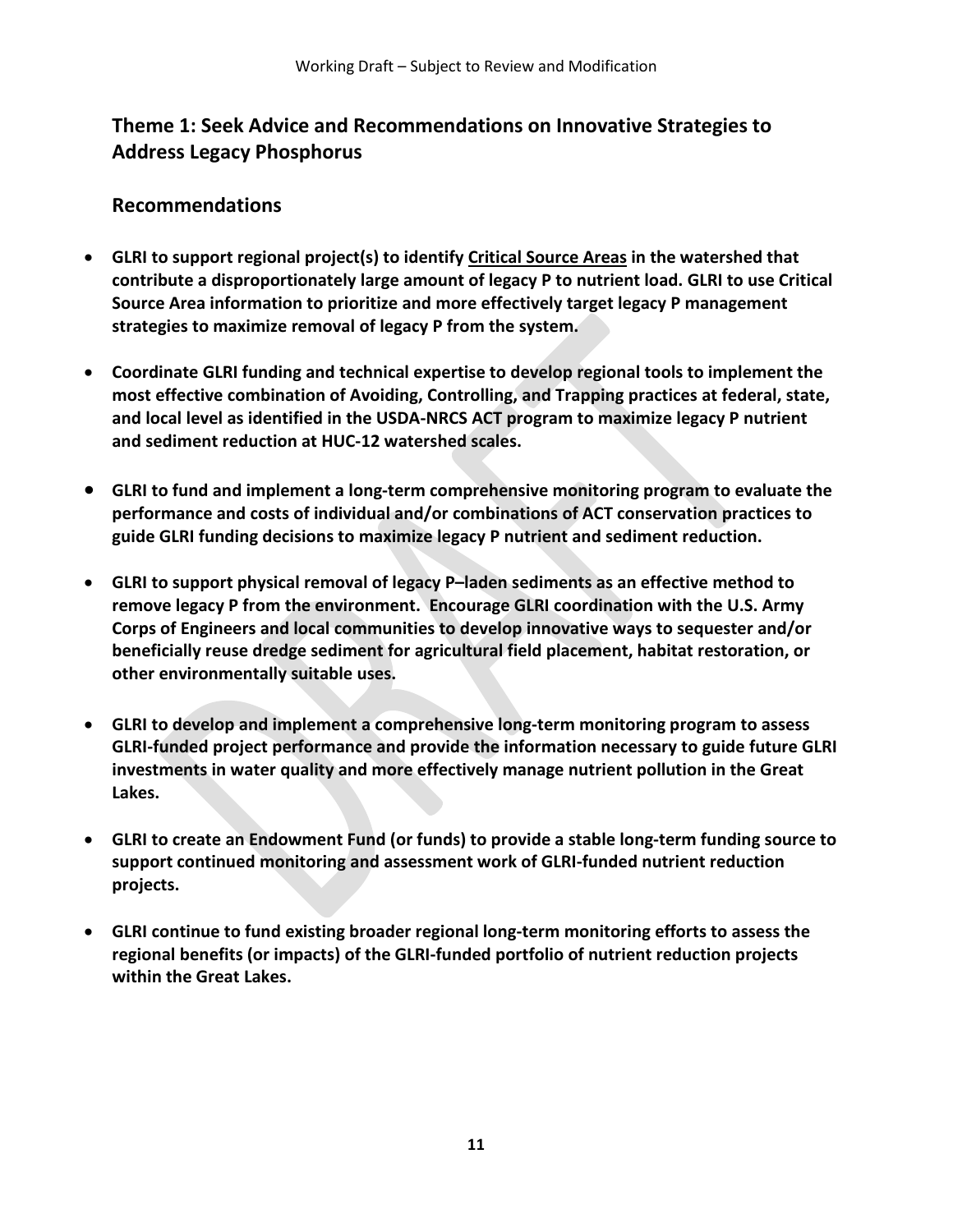## Theme 1: Seek Advice and Recommendations on Innovative Strategies to Address Legacy Phosphorus

### Recommendations

- **GLRI to support regional project(s) to identify <u>Critical Source Areas</u> in the watershed that contribute a disproportionately large amount of legacy P to nutrient load. GLRI to use Critical Source Area information to prioritize and more effectively target legacy P management strategies to maximize removal of legacy P from the system.**

- **Coordinate GLRI funding and technical expertise to develop regional tools to implement the most effective combination of Avoiding, Controlling, and Trapping practices at federal, state, and local level as identified in the USDA-NRCS ACT program to maximize legacy P nutrient and sediment reduction at HUC-12 watershed scales.**

- **GLRI to fund and implement a long-term comprehensive monitoring program to evaluate the performance and costs of individual and/or combinations of ACT conservation practices to guide GLRI funding decisions to maximize legacy P nutrient and sediment reduction.**

- **GLRI to support physical removal of legacy P–laden sediments as an effective method to remove legacy P from the environment. Encourage GLRI coordination with the U.S. Army Corps of Engineers and local communities to develop innovative ways to sequester and/or beneficially reuse dredge sediment for agricultural field placement, habitat restoration, or other environmentally suitable uses.**

- **GLRI to develop and implement a comprehensive long-term monitoring program to assess GLRI-funded project performance and provide the information necessary to guide future GLRI investments in water quality and more effectively manage nutrient pollution in the Great Lakes.**

- **GLRI to create an Endowment Fund (or funds) to provide a stable long-term funding source to support continued monitoring and assessment work of GLRI-funded nutrient reduction projects.**

- **GLRI continue to fund existing broader regional long-term monitoring efforts to assess the regional benefits (or impacts) of the GLRI-funded portfolio of nutrient reduction projects within the Great Lakes.**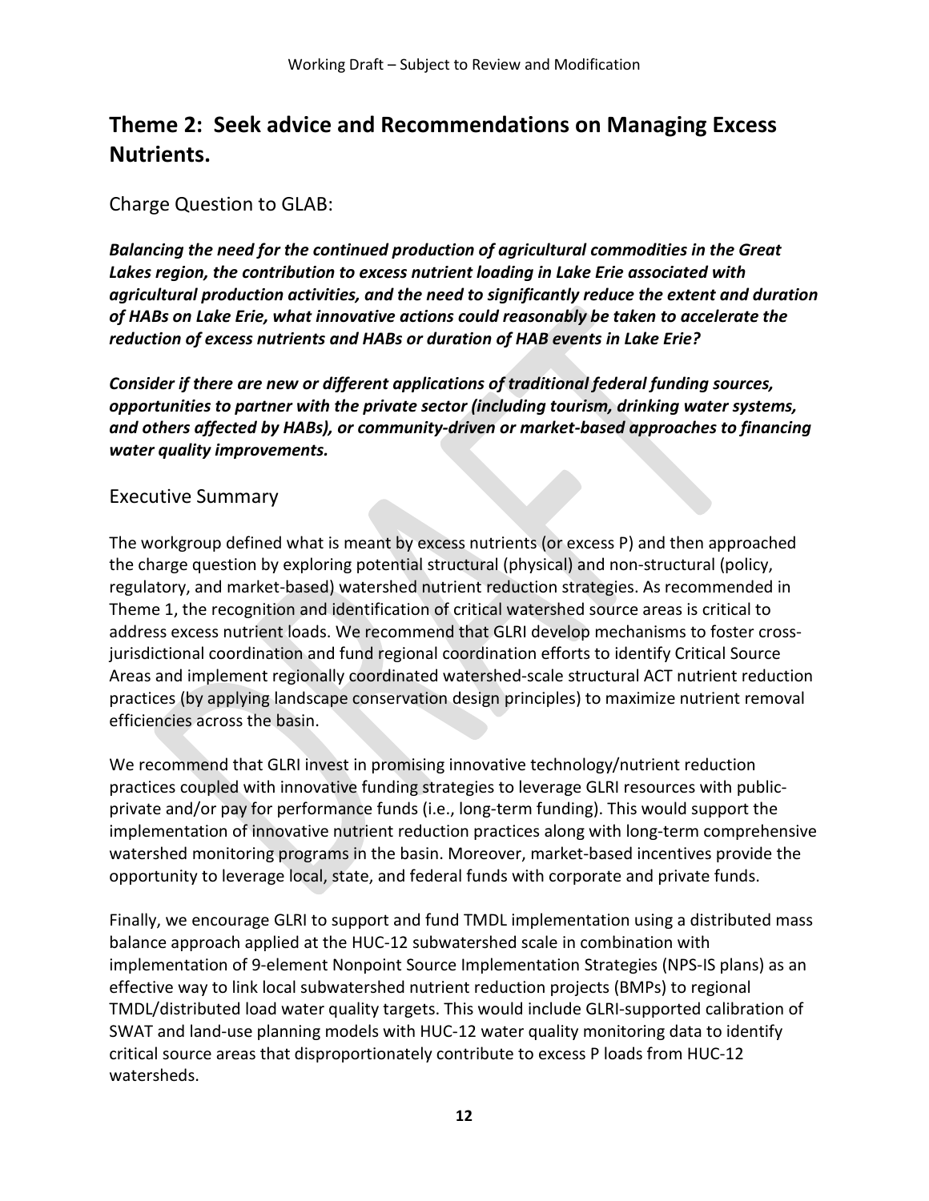## Theme 2: Seek advice and Recommendations on Managing Excess Nutrients.

### Charge Question to GLAB:

***Balancing the need for the continued production of agricultural commodities in the Great Lakes region, the contribution to excess nutrient loading in Lake Erie associated with agricultural production activities, and the need to significantly reduce the extent and duration of HABs on Lake Erie, what innovative actions could reasonably be taken to accelerate the reduction of excess nutrients and HABs or duration of HAB events in Lake Erie?***

***Consider if there are new or different applications of traditional federal funding sources, opportunities to partner with the private sector (including tourism, drinking water systems, and others affected by HABs), or community-driven or market-based approaches to financing water quality improvements.***

### Executive Summary

The workgroup defined what is meant by excess nutrients (or excess P) and then approached the charge question by exploring potential structural (physical) and non-structural (policy, regulatory, and market-based) watershed nutrient reduction strategies. As recommended in Theme 1, the recognition and identification of critical watershed source areas is critical to address excess nutrient loads. We recommend that GLRI develop mechanisms to foster cross-jurisdictional coordination and fund regional coordination efforts to identify Critical Source Areas and implement regionally coordinated watershed-scale structural ACT nutrient reduction practices (by applying landscape conservation design principles) to maximize nutrient removal efficiencies across the basin.

We recommend that GLRI invest in promising innovative technology/nutrient reduction practices coupled with innovative funding strategies to leverage GLRI resources with public-private and/or pay for performance funds (i.e., long-term funding). This would support the implementation of innovative nutrient reduction practices along with long-term comprehensive watershed monitoring programs in the basin. Moreover, market-based incentives provide the opportunity to leverage local, state, and federal funds with corporate and private funds.

Finally, we encourage GLRI to support and fund TMDL implementation using a distributed mass balance approach applied at the HUC-12 subwatershed scale in combination with implementation of 9-element Nonpoint Source Implementation Strategies (NPS-IS plans) as an effective way to link local subwatershed nutrient reduction projects (BMPs) to regional TMDL/distributed load water quality targets. This would include GLRI-supported calibration of SWAT and land-use planning models with HUC-12 water quality monitoring data to identify critical source areas that disproportionately contribute to excess P loads from HUC-12 watersheds.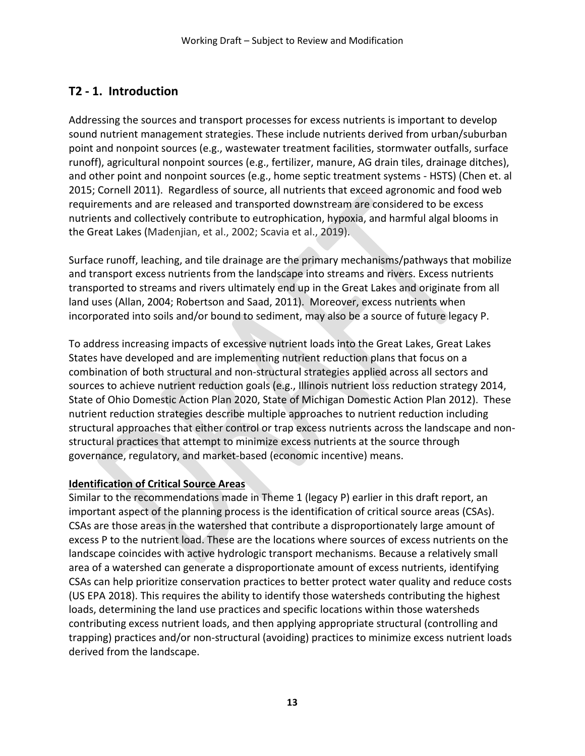## T2 - 1. Introduction

Addressing the sources and transport processes for excess nutrients is important to develop sound nutrient management strategies. These include nutrients derived from urban/suburban point and nonpoint sources (e.g., wastewater treatment facilities, stormwater outfalls, surface runoff), agricultural nonpoint sources (e.g., fertilizer, manure, AG drain tiles, drainage ditches), and other point and nonpoint sources (e.g., home septic treatment systems - HSTS) (Chen et. al 2015; Cornell 2011). Regardless of source, all nutrients that exceed agronomic and food web requirements and are released and transported downstream are considered to be excess nutrients and collectively contribute to eutrophication, hypoxia, and harmful algal blooms in the Great Lakes (Madenjian, et al., 2002; Scavia et al., 2019).

Surface runoff, leaching, and tile drainage are the primary mechanisms/pathways that mobilize and transport excess nutrients from the landscape into streams and rivers. Excess nutrients transported to streams and rivers ultimately end up in the Great Lakes and originate from all land uses (Allan, 2004; Robertson and Saad, 2011). Moreover, excess nutrients when incorporated into soils and/or bound to sediment, may also be a source of future legacy P.

To address increasing impacts of excessive nutrient loads into the Great Lakes, Great Lakes States have developed and are implementing nutrient reduction plans that focus on a combination of both structural and non-structural strategies applied across all sectors and sources to achieve nutrient reduction goals (e.g., Illinois nutrient loss reduction strategy 2014, State of Ohio Domestic Action Plan 2020, State of Michigan Domestic Action Plan 2012). These nutrient reduction strategies describe multiple approaches to nutrient reduction including structural approaches that either control or trap excess nutrients across the landscape and non-structural practices that attempt to minimize excess nutrients at the source through governance, regulatory, and market-based (economic incentive) means.

**Identification of Critical Source Areas**

Similar to the recommendations made in Theme 1 (legacy P) earlier in this draft report, an important aspect of the planning process is the identification of critical source areas (CSAs). CSAs are those areas in the watershed that contribute a disproportionately large amount of excess P to the nutrient load. These are the locations where sources of excess nutrients on the landscape coincides with active hydrologic transport mechanisms. Because a relatively small area of a watershed can generate a disproportionate amount of excess nutrients, identifying CSAs can help prioritize conservation practices to better protect water quality and reduce costs (US EPA 2018). This requires the ability to identify those watersheds contributing the highest loads, determining the land use practices and specific locations within those watersheds contributing excess nutrient loads, and then applying appropriate structural (controlling and trapping) practices and/or non-structural (avoiding) practices to minimize excess nutrient loads derived from the landscape.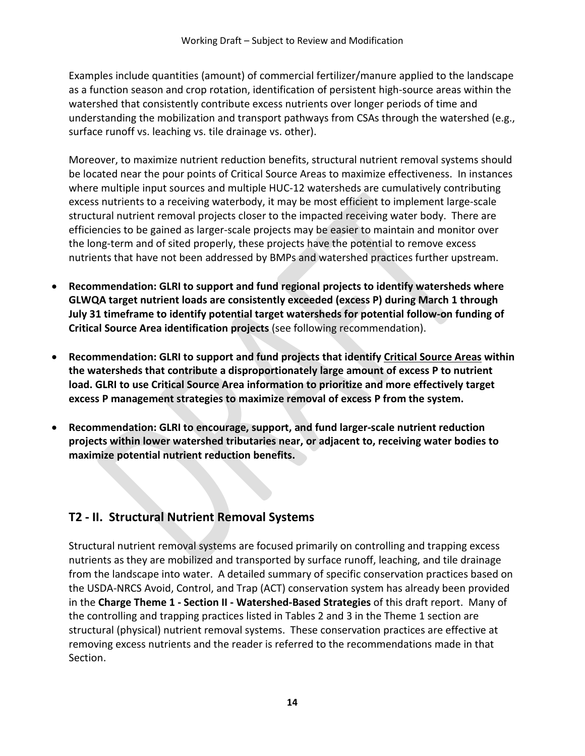Examples include quantities (amount) of commercial fertilizer/manure applied to the landscape as a function season and crop rotation, identification of persistent high-source areas within the watershed that consistently contribute excess nutrients over longer periods of time and understanding the mobilization and transport pathways from CSAs through the watershed (e.g., surface runoff vs. leaching vs. tile drainage vs. other).

Moreover, to maximize nutrient reduction benefits, structural nutrient removal systems should be located near the pour points of Critical Source Areas to maximize effectiveness. In instances where multiple input sources and multiple HUC-12 watersheds are cumulatively contributing excess nutrients to a receiving waterbody, it may be most efficient to implement large-scale structural nutrient removal projects closer to the impacted receiving water body. There are efficiencies to be gained as larger-scale projects may be easier to maintain and monitor over the long-term and of sited properly, these projects have the potential to remove excess nutrients that have not been addressed by BMPs and watershed practices further upstream.

- **Recommendation: GLRI to support and fund regional projects to identify watersheds where GLWQA target nutrient loads are consistently exceeded (excess P) during March 1 through July 31 timeframe to identify potential target watersheds for potential follow-on funding of Critical Source Area identification projects** (see following recommendation).
- **Recommendation: GLRI to support and fund projects that identify <u>Critical Source Areas</u> within the watersheds that contribute a disproportionately large amount of excess P to nutrient load. GLRI to use Critical Source Area information to prioritize and more effectively target excess P management strategies to maximize removal of excess P from the system.**
- **Recommendation: GLRI to encourage, support, and fund larger-scale nutrient reduction projects within lower watershed tributaries near, or adjacent to, receiving water bodies to maximize potential nutrient reduction benefits.**

## T2 - II. Structural Nutrient Removal Systems

Structural nutrient removal systems are focused primarily on controlling and trapping excess nutrients as they are mobilized and transported by surface runoff, leaching, and tile drainage from the landscape into water. A detailed summary of specific conservation practices based on the USDA-NRCS Avoid, Control, and Trap (ACT) conservation system has already been provided in the **Charge Theme 1 - Section II - Watershed-Based Strategies** of this draft report. Many of the controlling and trapping practices listed in Tables 2 and 3 in the Theme 1 section are structural (physical) nutrient removal systems. These conservation practices are effective at removing excess nutrients and the reader is referred to the recommendations made in that Section.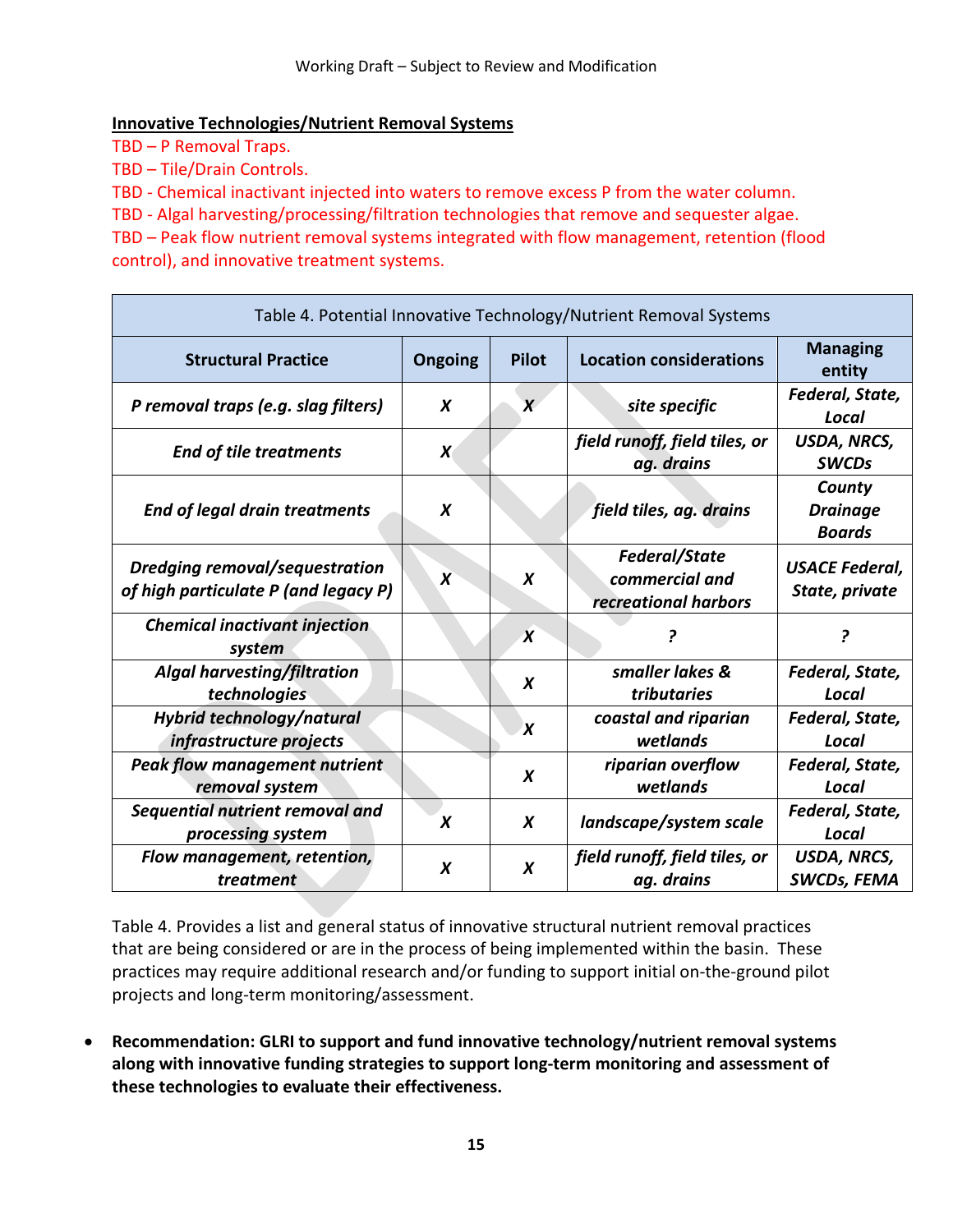**Innovative Technologies/Nutrient Removal Systems**

TBD – P Removal Traps.
TBD – Tile/Drain Controls.
TBD - Chemical inactivant injected into waters to remove excess P from the water column.
TBD - Algal harvesting/processing/filtration technologies that remove and sequester algae.
TBD – Peak flow nutrient removal systems integrated with flow management, retention (flood control), and innovative treatment systems.

Table 4. Potential Innovative Technology/Nutrient Removal Systems

| Structural Practice | Ongoing | Pilot | Location considerations | Managing entity |
|---|---|---|---|---|
| *P removal traps (e.g. slag filters)* | *X* | *X* | *site specific* | *Federal, State, Local* |
| *End of tile treatments* | *X* | | *field runoff, field tiles, or ag. drains* | *USDA, NRCS, SWCDs* |
| *End of legal drain treatments* | *X* | | *field tiles, ag. drains* | *County Drainage Boards* |
| *Dredging removal/sequestration of high particulate P (and legacy P)* | *X* | *X* | *Federal/State commercial and recreational harbors* | *USACE Federal, State, private* |
| *Chemical inactivant injection system* | | *X* | *?* | *?* |
| *Algal harvesting/filtration technologies* | | *X* | *smaller lakes & tributaries* | *Federal, State, Local* |
| *Hybrid technology/natural infrastructure projects* | | *X* | *coastal and riparian wetlands* | *Federal, State, Local* |
| *Peak flow management nutrient removal system* | | *X* | *riparian overflow wetlands* | *Federal, State, Local* |
| *Sequential nutrient removal and processing system* | *X* | *X* | *landscape/system scale* | *Federal, State, Local* |
| *Flow management, retention, treatment* | *X* | *X* | *field runoff, field tiles, or ag. drains* | *USDA, NRCS, SWCDs, FEMA* |

Table 4. Provides a list and general status of innovative structural nutrient removal practices that are being considered or are in the process of being implemented within the basin. These practices may require additional research and/or funding to support initial on-the-ground pilot projects and long-term monitoring/assessment.

- **Recommendation: GLRI to support and fund innovative technology/nutrient removal systems along with innovative funding strategies to support long-term monitoring and assessment of these technologies to evaluate their effectiveness.**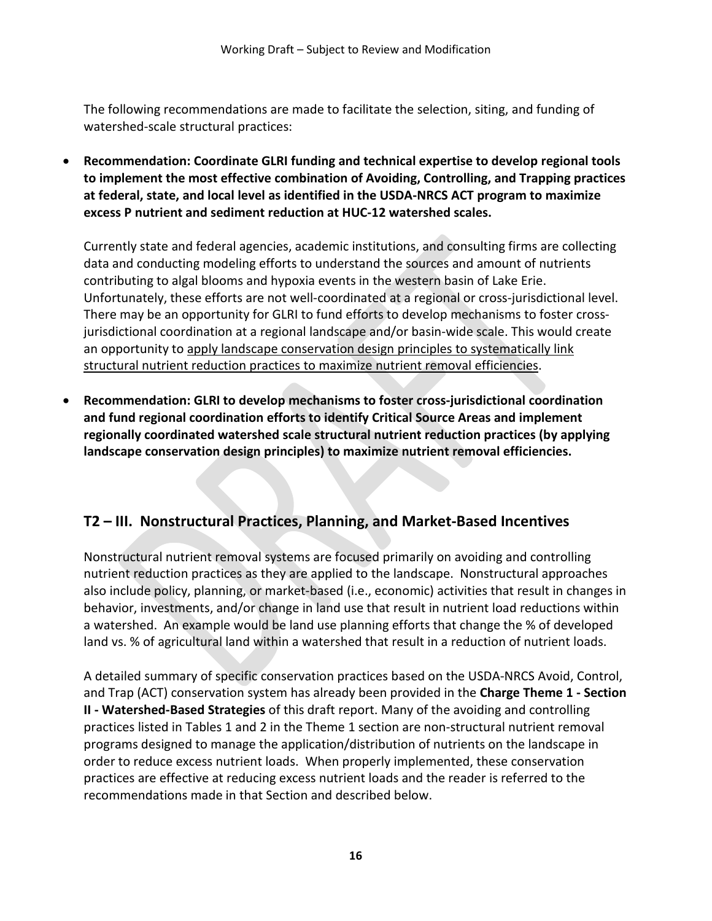The following recommendations are made to facilitate the selection, siting, and funding of watershed-scale structural practices:

- **Recommendation: Coordinate GLRI funding and technical expertise to develop regional tools to implement the most effective combination of Avoiding, Controlling, and Trapping practices at federal, state, and local level as identified in the USDA-NRCS ACT program to maximize excess P nutrient and sediment reduction at HUC-12 watershed scales.**

  Currently state and federal agencies, academic institutions, and consulting firms are collecting data and conducting modeling efforts to understand the sources and amount of nutrients contributing to algal blooms and hypoxia events in the western basin of Lake Erie. Unfortunately, these efforts are not well-coordinated at a regional or cross-jurisdictional level. There may be an opportunity for GLRI to fund efforts to develop mechanisms to foster cross-jurisdictional coordination at a regional landscape and/or basin-wide scale. This would create an opportunity to <u>apply landscape conservation design principles to systematically link structural nutrient reduction practices to maximize nutrient removal efficiencies</u>.

- **Recommendation: GLRI to develop mechanisms to foster cross-jurisdictional coordination and fund regional coordination efforts to identify Critical Source Areas and implement regionally coordinated watershed scale structural nutrient reduction practices (by applying landscape conservation design principles) to maximize nutrient removal efficiencies.**

## T2 – III. Nonstructural Practices, Planning, and Market-Based Incentives

Nonstructural nutrient removal systems are focused primarily on avoiding and controlling nutrient reduction practices as they are applied to the landscape. Nonstructural approaches also include policy, planning, or market-based (i.e., economic) activities that result in changes in behavior, investments, and/or change in land use that result in nutrient load reductions within a watershed. An example would be land use planning efforts that change the % of developed land vs. % of agricultural land within a watershed that result in a reduction of nutrient loads.

A detailed summary of specific conservation practices based on the USDA-NRCS Avoid, Control, and Trap (ACT) conservation system has already been provided in the **Charge Theme 1 - Section II - Watershed-Based Strategies** of this draft report. Many of the avoiding and controlling practices listed in Tables 1 and 2 in the Theme 1 section are non-structural nutrient removal programs designed to manage the application/distribution of nutrients on the landscape in order to reduce excess nutrient loads. When properly implemented, these conservation practices are effective at reducing excess nutrient loads and the reader is referred to the recommendations made in that Section and described below.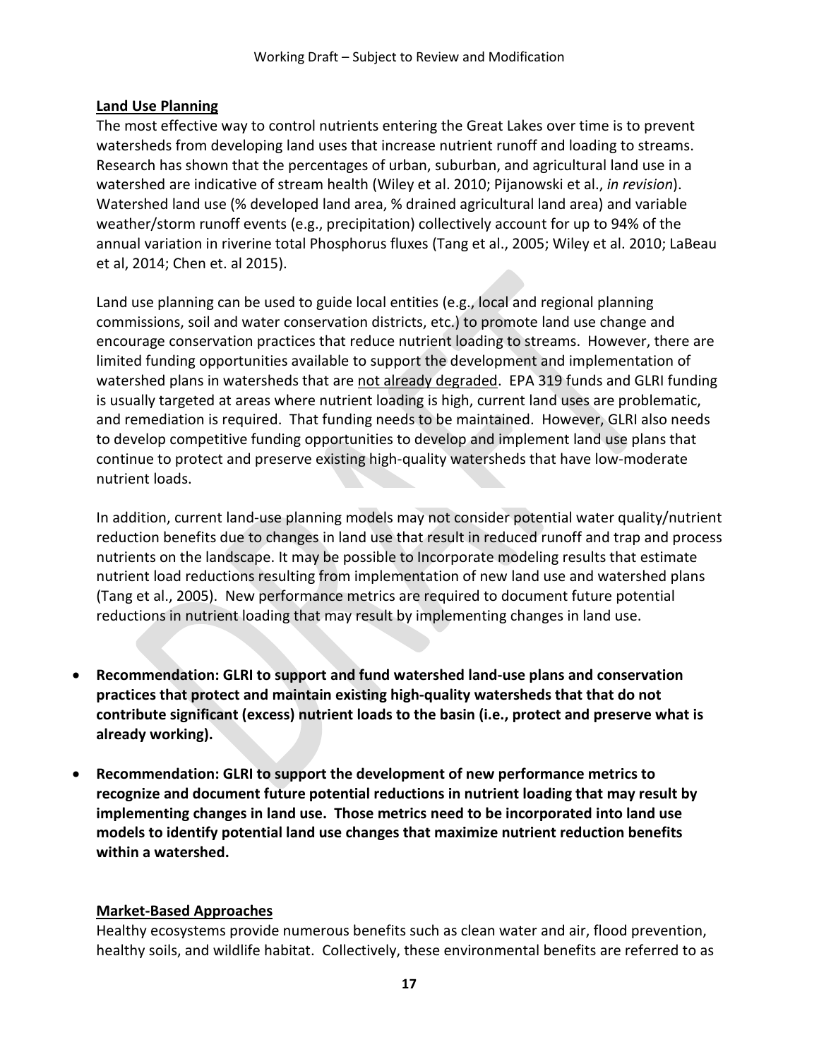**Land Use Planning**

The most effective way to control nutrients entering the Great Lakes over time is to prevent watersheds from developing land uses that increase nutrient runoff and loading to streams. Research has shown that the percentages of urban, suburban, and agricultural land use in a watershed are indicative of stream health (Wiley et al. 2010; Pijanowski et al., *in revision*). Watershed land use (% developed land area, % drained agricultural land area) and variable weather/storm runoff events (e.g., precipitation) collectively account for up to 94% of the annual variation in riverine total Phosphorus fluxes (Tang et al., 2005; Wiley et al. 2010; LaBeau et al, 2014; Chen et. al 2015).

Land use planning can be used to guide local entities (e.g., local and regional planning commissions, soil and water conservation districts, etc.) to promote land use change and encourage conservation practices that reduce nutrient loading to streams. However, there are limited funding opportunities available to support the development and implementation of watershed plans in watersheds that are <u>not already degraded</u>. EPA 319 funds and GLRI funding is usually targeted at areas where nutrient loading is high, current land uses are problematic, and remediation is required. That funding needs to be maintained. However, GLRI also needs to develop competitive funding opportunities to develop and implement land use plans that continue to protect and preserve existing high-quality watersheds that have low-moderate nutrient loads.

In addition, current land-use planning models may not consider potential water quality/nutrient reduction benefits due to changes in land use that result in reduced runoff and trap and process nutrients on the landscape. It may be possible to Incorporate modeling results that estimate nutrient load reductions resulting from implementation of new land use and watershed plans (Tang et al., 2005). New performance metrics are required to document future potential reductions in nutrient loading that may result by implementing changes in land use.

- **Recommendation: GLRI to support and fund watershed land-use plans and conservation practices that protect and maintain existing high-quality watersheds that that do not contribute significant (excess) nutrient loads to the basin (i.e., protect and preserve what is already working).**
- **Recommendation: GLRI to support the development of new performance metrics to recognize and document future potential reductions in nutrient loading that may result by implementing changes in land use. Those metrics need to be incorporated into land use models to identify potential land use changes that maximize nutrient reduction benefits within a watershed.**

**Market-Based Approaches**

Healthy ecosystems provide numerous benefits such as clean water and air, flood prevention, healthy soils, and wildlife habitat. Collectively, these environmental benefits are referred to as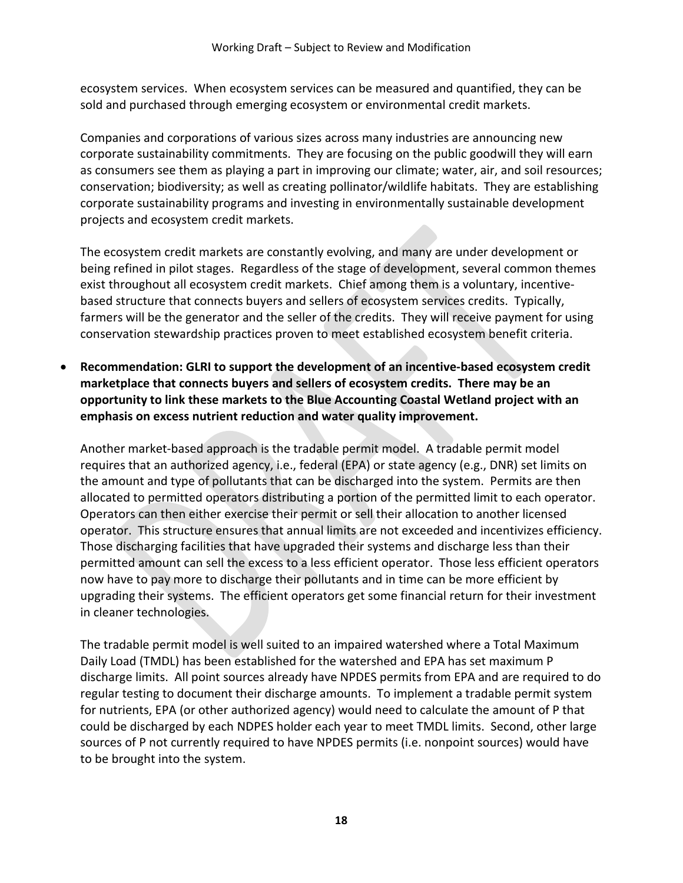ecosystem services. When ecosystem services can be measured and quantified, they can be sold and purchased through emerging ecosystem or environmental credit markets.

Companies and corporations of various sizes across many industries are announcing new corporate sustainability commitments. They are focusing on the public goodwill they will earn as consumers see them as playing a part in improving our climate; water, air, and soil resources; conservation; biodiversity; as well as creating pollinator/wildlife habitats. They are establishing corporate sustainability programs and investing in environmentally sustainable development projects and ecosystem credit markets.

The ecosystem credit markets are constantly evolving, and many are under development or being refined in pilot stages. Regardless of the stage of development, several common themes exist throughout all ecosystem credit markets. Chief among them is a voluntary, incentive-based structure that connects buyers and sellers of ecosystem services credits. Typically, farmers will be the generator and the seller of the credits. They will receive payment for using conservation stewardship practices proven to meet established ecosystem benefit criteria.

- **Recommendation: GLRI to support the development of an incentive-based ecosystem credit marketplace that connects buyers and sellers of ecosystem credits. There may be an opportunity to link these markets to the Blue Accounting Coastal Wetland project with an emphasis on excess nutrient reduction and water quality improvement.**

Another market-based approach is the tradable permit model. A tradable permit model requires that an authorized agency, i.e., federal (EPA) or state agency (e.g., DNR) set limits on the amount and type of pollutants that can be discharged into the system. Permits are then allocated to permitted operators distributing a portion of the permitted limit to each operator. Operators can then either exercise their permit or sell their allocation to another licensed operator. This structure ensures that annual limits are not exceeded and incentivizes efficiency. Those discharging facilities that have upgraded their systems and discharge less than their permitted amount can sell the excess to a less efficient operator. Those less efficient operators now have to pay more to discharge their pollutants and in time can be more efficient by upgrading their systems. The efficient operators get some financial return for their investment in cleaner technologies.

The tradable permit model is well suited to an impaired watershed where a Total Maximum Daily Load (TMDL) has been established for the watershed and EPA has set maximum P discharge limits. All point sources already have NPDES permits from EPA and are required to do regular testing to document their discharge amounts. To implement a tradable permit system for nutrients, EPA (or other authorized agency) would need to calculate the amount of P that could be discharged by each NDPES holder each year to meet TMDL limits. Second, other large sources of P not currently required to have NPDES permits (i.e. nonpoint sources) would have to be brought into the system.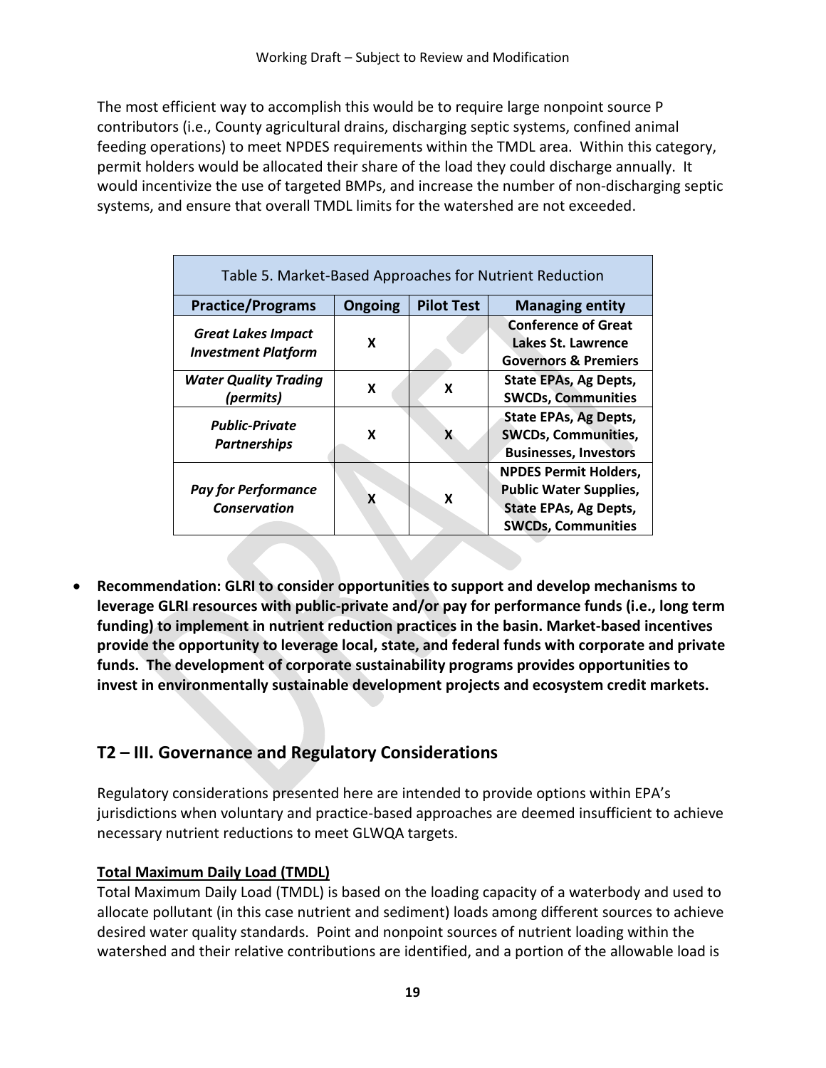The most efficient way to accomplish this would be to require large nonpoint source P contributors (i.e., County agricultural drains, discharging septic systems, confined animal feeding operations) to meet NPDES requirements within the TMDL area. Within this category, permit holders would be allocated their share of the load they could discharge annually. It would incentivize the use of targeted BMPs, and increase the number of non-discharging septic systems, and ensure that overall TMDL limits for the watershed are not exceeded.

Table 5. Market-Based Approaches for Nutrient Reduction

| Practice/Programs | Ongoing | Pilot Test | Managing entity |
|---|---|---|---|
| ***Great Lakes Impact Investment Platform*** | X | | **Conference of Great Lakes St. Lawrence Governors & Premiers** |
| ***Water Quality Trading (permits)*** | X | X | **State EPAs, Ag Depts, SWCDs, Communities** |
| ***Public-Private Partnerships*** | X | X | **State EPAs, Ag Depts, SWCDs, Communities, Businesses, Investors** |
| ***Pay for Performance Conservation*** | X | X | **NPDES Permit Holders, Public Water Supplies, State EPAs, Ag Depts, SWCDs, Communities** |

- **Recommendation: GLRI to consider opportunities to support and develop mechanisms to leverage GLRI resources with public-private and/or pay for performance funds (i.e., long term funding) to implement in nutrient reduction practices in the basin. Market-based incentives provide the opportunity to leverage local, state, and federal funds with corporate and private funds. The development of corporate sustainability programs provides opportunities to invest in environmentally sustainable development projects and ecosystem credit markets.**

## T2 – III. Governance and Regulatory Considerations

Regulatory considerations presented here are intended to provide options within EPA's jurisdictions when voluntary and practice-based approaches are deemed insufficient to achieve necessary nutrient reductions to meet GLWQA targets.

**Total Maximum Daily Load (TMDL)**

Total Maximum Daily Load (TMDL) is based on the loading capacity of a waterbody and used to allocate pollutant (in this case nutrient and sediment) loads among different sources to achieve desired water quality standards. Point and nonpoint sources of nutrient loading within the watershed and their relative contributions are identified, and a portion of the allowable load is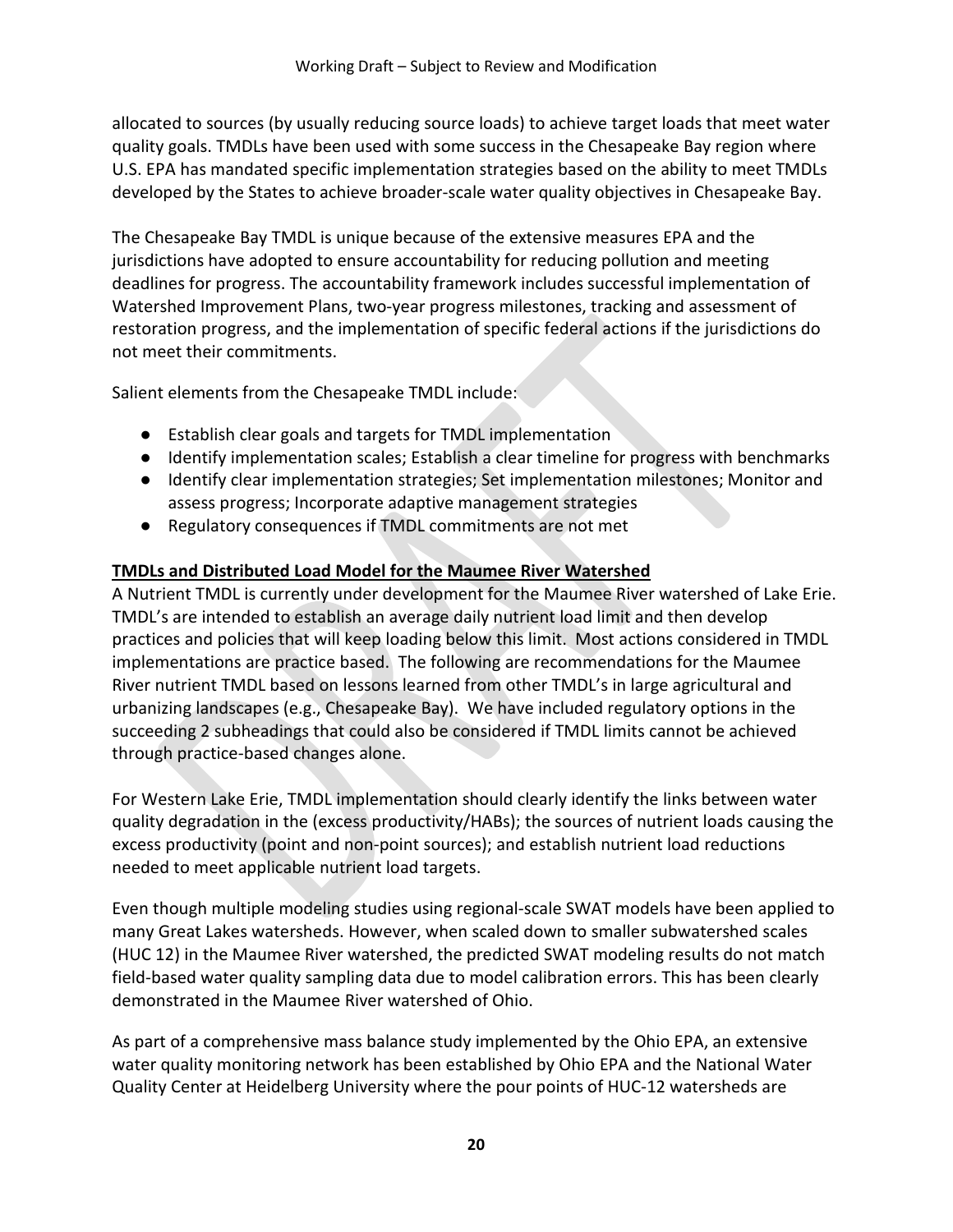allocated to sources (by usually reducing source loads) to achieve target loads that meet water quality goals. TMDLs have been used with some success in the Chesapeake Bay region where U.S. EPA has mandated specific implementation strategies based on the ability to meet TMDLs developed by the States to achieve broader-scale water quality objectives in Chesapeake Bay.

The Chesapeake Bay TMDL is unique because of the extensive measures EPA and the jurisdictions have adopted to ensure accountability for reducing pollution and meeting deadlines for progress. The accountability framework includes successful implementation of Watershed Improvement Plans, two-year progress milestones, tracking and assessment of restoration progress, and the implementation of specific federal actions if the jurisdictions do not meet their commitments.

Salient elements from the Chesapeake TMDL include:

- Establish clear goals and targets for TMDL implementation
- Identify implementation scales; Establish a clear timeline for progress with benchmarks
- Identify clear implementation strategies; Set implementation milestones; Monitor and assess progress; Incorporate adaptive management strategies
- Regulatory consequences if TMDL commitments are not met

**TMDLs and Distributed Load Model for the Maumee River Watershed**

A Nutrient TMDL is currently under development for the Maumee River watershed of Lake Erie. TMDL's are intended to establish an average daily nutrient load limit and then develop practices and policies that will keep loading below this limit. Most actions considered in TMDL implementations are practice based. The following are recommendations for the Maumee River nutrient TMDL based on lessons learned from other TMDL's in large agricultural and urbanizing landscapes (e.g., Chesapeake Bay). We have included regulatory options in the succeeding 2 subheadings that could also be considered if TMDL limits cannot be achieved through practice-based changes alone.

For Western Lake Erie, TMDL implementation should clearly identify the links between water quality degradation in the (excess productivity/HABs); the sources of nutrient loads causing the excess productivity (point and non-point sources); and establish nutrient load reductions needed to meet applicable nutrient load targets.

Even though multiple modeling studies using regional-scale SWAT models have been applied to many Great Lakes watersheds. However, when scaled down to smaller subwatershed scales (HUC 12) in the Maumee River watershed, the predicted SWAT modeling results do not match field-based water quality sampling data due to model calibration errors. This has been clearly demonstrated in the Maumee River watershed of Ohio.

As part of a comprehensive mass balance study implemented by the Ohio EPA, an extensive water quality monitoring network has been established by Ohio EPA and the National Water Quality Center at Heidelberg University where the pour points of HUC-12 watersheds are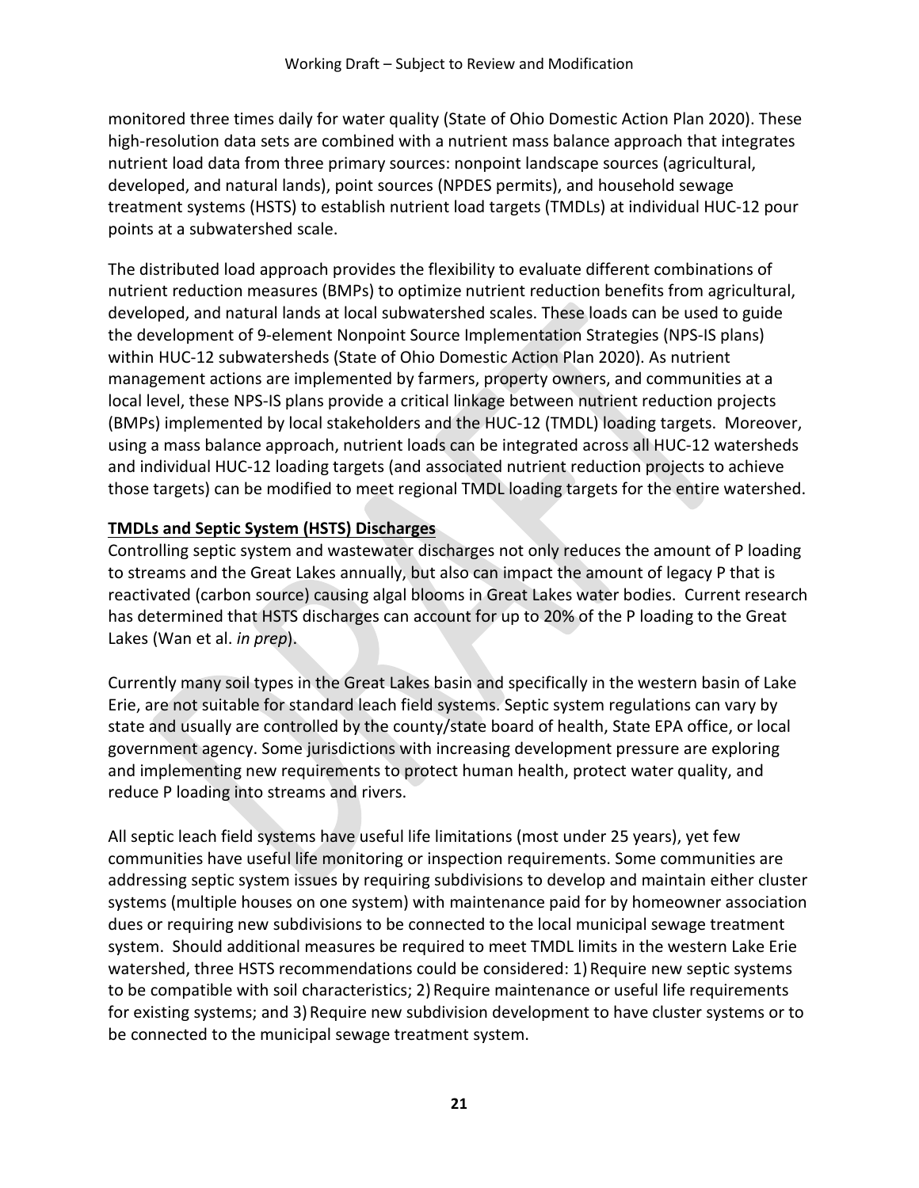monitored three times daily for water quality (State of Ohio Domestic Action Plan 2020). These high-resolution data sets are combined with a nutrient mass balance approach that integrates nutrient load data from three primary sources: nonpoint landscape sources (agricultural, developed, and natural lands), point sources (NPDES permits), and household sewage treatment systems (HSTS) to establish nutrient load targets (TMDLs) at individual HUC-12 pour points at a subwatershed scale.

The distributed load approach provides the flexibility to evaluate different combinations of nutrient reduction measures (BMPs) to optimize nutrient reduction benefits from agricultural, developed, and natural lands at local subwatershed scales. These loads can be used to guide the development of 9-element Nonpoint Source Implementation Strategies (NPS-IS plans) within HUC-12 subwatersheds (State of Ohio Domestic Action Plan 2020). As nutrient management actions are implemented by farmers, property owners, and communities at a local level, these NPS-IS plans provide a critical linkage between nutrient reduction projects (BMPs) implemented by local stakeholders and the HUC-12 (TMDL) loading targets. Moreover, using a mass balance approach, nutrient loads can be integrated across all HUC-12 watersheds and individual HUC-12 loading targets (and associated nutrient reduction projects to achieve those targets) can be modified to meet regional TMDL loading targets for the entire watershed.

**TMDLs and Septic System (HSTS) Discharges**

Controlling septic system and wastewater discharges not only reduces the amount of P loading to streams and the Great Lakes annually, but also can impact the amount of legacy P that is reactivated (carbon source) causing algal blooms in Great Lakes water bodies. Current research has determined that HSTS discharges can account for up to 20% of the P loading to the Great Lakes (Wan et al. *in prep*).

Currently many soil types in the Great Lakes basin and specifically in the western basin of Lake Erie, are not suitable for standard leach field systems. Septic system regulations can vary by state and usually are controlled by the county/state board of health, State EPA office, or local government agency. Some jurisdictions with increasing development pressure are exploring and implementing new requirements to protect human health, protect water quality, and reduce P loading into streams and rivers.

All septic leach field systems have useful life limitations (most under 25 years), yet few communities have useful life monitoring or inspection requirements. Some communities are addressing septic system issues by requiring subdivisions to develop and maintain either cluster systems (multiple houses on one system) with maintenance paid for by homeowner association dues or requiring new subdivisions to be connected to the local municipal sewage treatment system. Should additional measures be required to meet TMDL limits in the western Lake Erie watershed, three HSTS recommendations could be considered: 1) Require new septic systems to be compatible with soil characteristics; 2) Require maintenance or useful life requirements for existing systems; and 3) Require new subdivision development to have cluster systems or to be connected to the municipal sewage treatment system.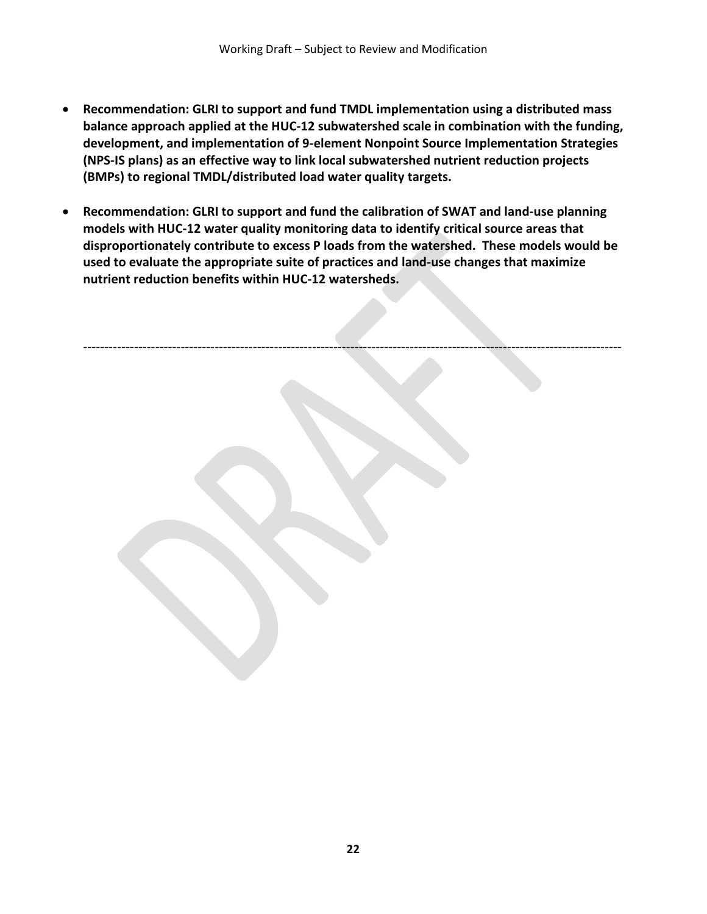- **Recommendation: GLRI to support and fund TMDL implementation using a distributed mass balance approach applied at the HUC-12 subwatershed scale in combination with the funding, development, and implementation of 9-element Nonpoint Source Implementation Strategies (NPS-IS plans) as an effective way to link local subwatershed nutrient reduction projects (BMPs) to regional TMDL/distributed load water quality targets.**

- **Recommendation: GLRI to support and fund the calibration of SWAT and land-use planning models with HUC-12 water quality monitoring data to identify critical source areas that disproportionately contribute to excess P loads from the watershed. These models would be used to evaluate the appropriate suite of practices and land-use changes that maximize nutrient reduction benefits within HUC-12 watersheds.**

---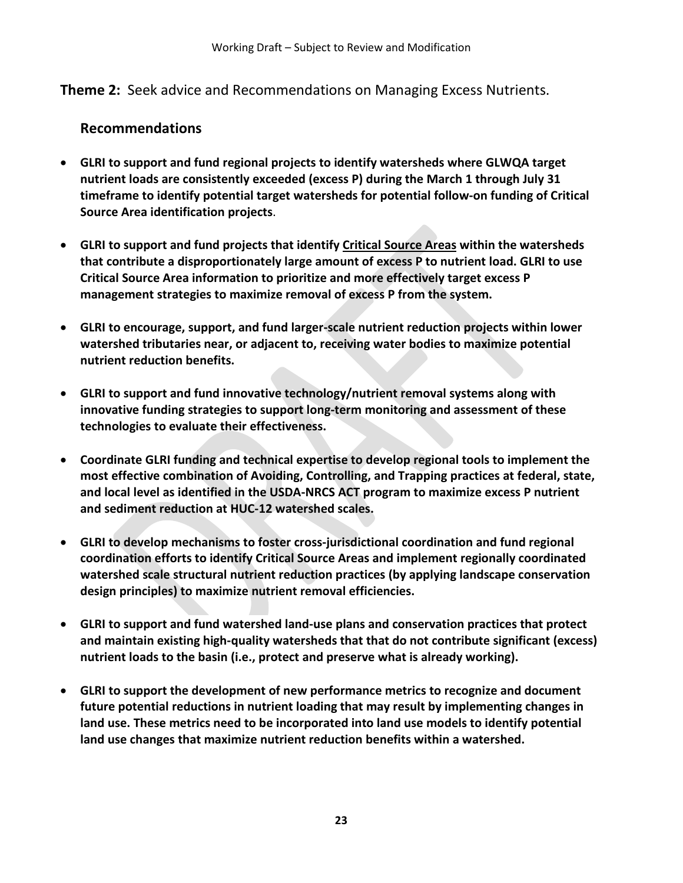**Theme 2:** Seek advice and Recommendations on Managing Excess Nutrients.

## Recommendations

- **GLRI to support and fund regional projects to identify watersheds where GLWQA target nutrient loads are consistently exceeded (excess P) during the March 1 through July 31 timeframe to identify potential target watersheds for potential follow-on funding of Critical Source Area identification projects**.

- **GLRI to support and fund projects that identify <u>Critical Source Areas</u> within the watersheds that contribute a disproportionately large amount of excess P to nutrient load. GLRI to use Critical Source Area information to prioritize and more effectively target excess P management strategies to maximize removal of excess P from the system.**

- **GLRI to encourage, support, and fund larger-scale nutrient reduction projects within lower watershed tributaries near, or adjacent to, receiving water bodies to maximize potential nutrient reduction benefits.**

- **GLRI to support and fund innovative technology/nutrient removal systems along with innovative funding strategies to support long-term monitoring and assessment of these technologies to evaluate their effectiveness.**

- **Coordinate GLRI funding and technical expertise to develop regional tools to implement the most effective combination of Avoiding, Controlling, and Trapping practices at federal, state, and local level as identified in the USDA-NRCS ACT program to maximize excess P nutrient and sediment reduction at HUC-12 watershed scales.**

- **GLRI to develop mechanisms to foster cross-jurisdictional coordination and fund regional coordination efforts to identify Critical Source Areas and implement regionally coordinated watershed scale structural nutrient reduction practices (by applying landscape conservation design principles) to maximize nutrient removal efficiencies.**

- **GLRI to support and fund watershed land-use plans and conservation practices that protect and maintain existing high-quality watersheds that that do not contribute significant (excess) nutrient loads to the basin (i.e., protect and preserve what is already working).**

- **GLRI to support the development of new performance metrics to recognize and document future potential reductions in nutrient loading that may result by implementing changes in land use. These metrics need to be incorporated into land use models to identify potential land use changes that maximize nutrient reduction benefits within a watershed.**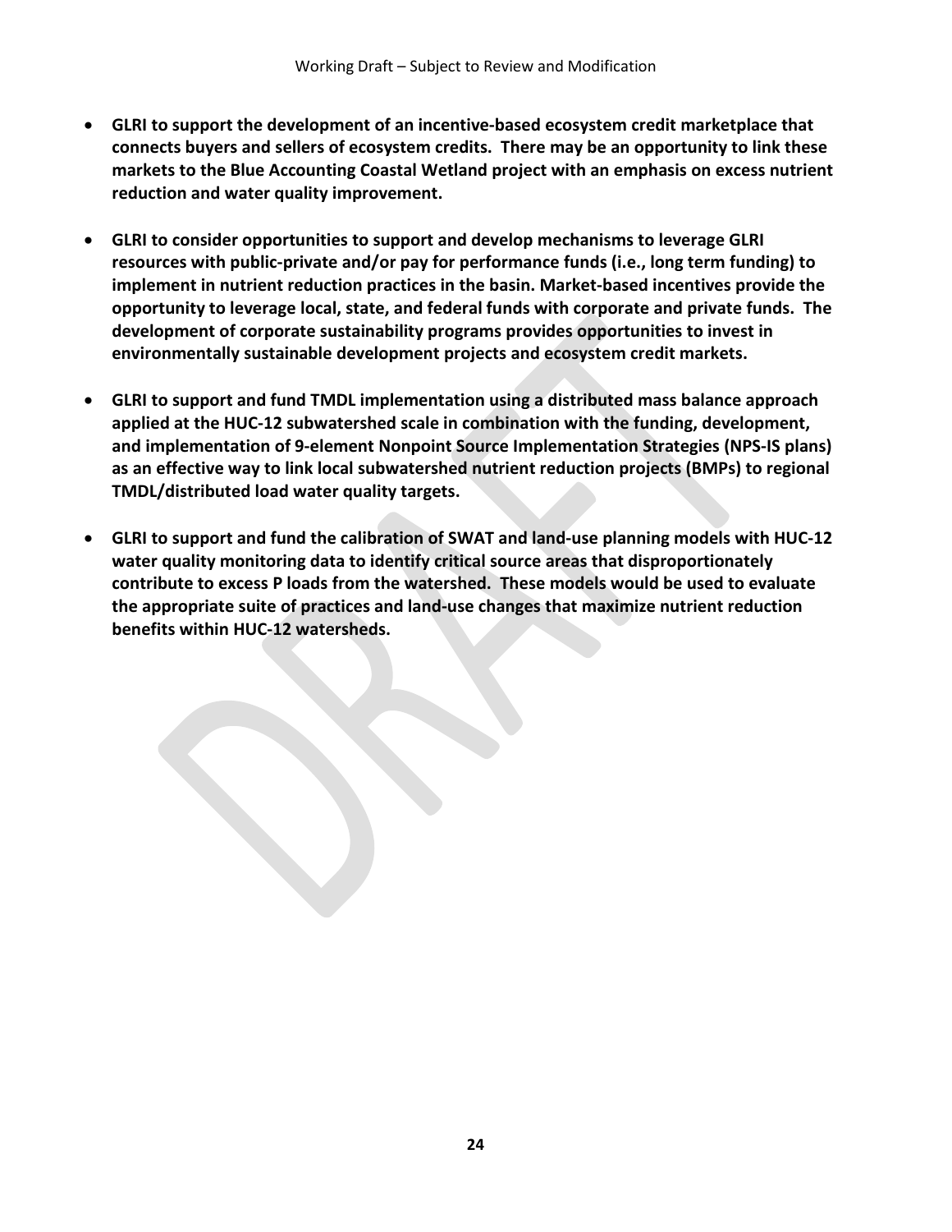- **GLRI to support the development of an incentive-based ecosystem credit marketplace that connects buyers and sellers of ecosystem credits. There may be an opportunity to link these markets to the Blue Accounting Coastal Wetland project with an emphasis on excess nutrient reduction and water quality improvement.**

- **GLRI to consider opportunities to support and develop mechanisms to leverage GLRI resources with public-private and/or pay for performance funds (i.e., long term funding) to implement in nutrient reduction practices in the basin. Market-based incentives provide the opportunity to leverage local, state, and federal funds with corporate and private funds. The development of corporate sustainability programs provides opportunities to invest in environmentally sustainable development projects and ecosystem credit markets.**

- **GLRI to support and fund TMDL implementation using a distributed mass balance approach applied at the HUC-12 subwatershed scale in combination with the funding, development, and implementation of 9-element Nonpoint Source Implementation Strategies (NPS-IS plans) as an effective way to link local subwatershed nutrient reduction projects (BMPs) to regional TMDL/distributed load water quality targets.**

- **GLRI to support and fund the calibration of SWAT and land-use planning models with HUC-12 water quality monitoring data to identify critical source areas that disproportionately contribute to excess P loads from the watershed. These models would be used to evaluate the appropriate suite of practices and land-use changes that maximize nutrient reduction benefits within HUC-12 watersheds.**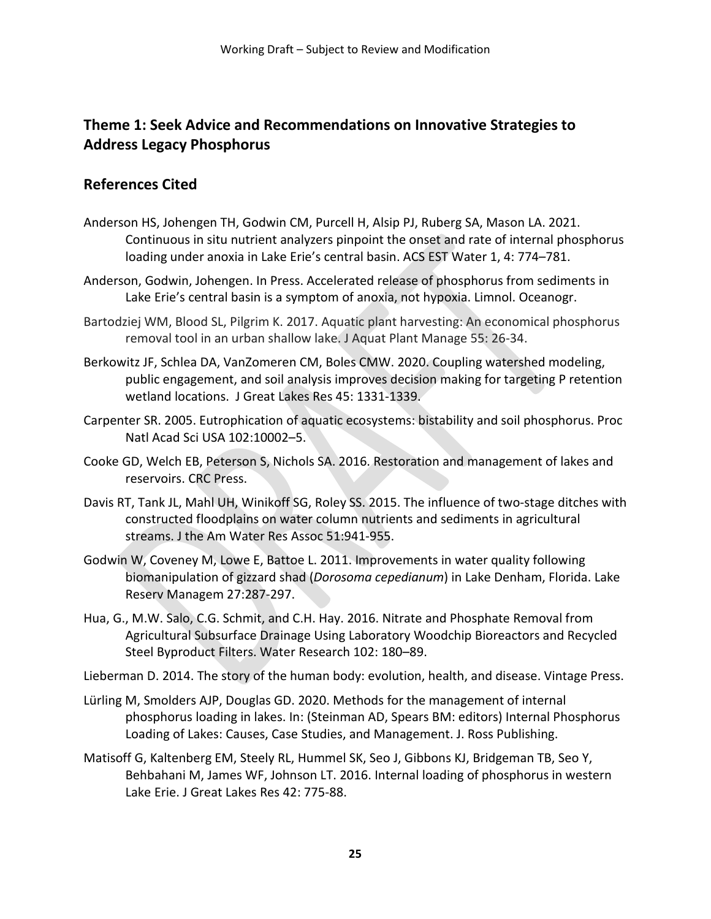## Theme 1: Seek Advice and Recommendations on Innovative Strategies to Address Legacy Phosphorus

## References Cited

Anderson HS, Johengen TH, Godwin CM, Purcell H, Alsip PJ, Ruberg SA, Mason LA. 2021. Continuous in situ nutrient analyzers pinpoint the onset and rate of internal phosphorus loading under anoxia in Lake Erie's central basin. ACS EST Water 1, 4: 774–781.

Anderson, Godwin, Johengen. In Press. Accelerated release of phosphorus from sediments in Lake Erie's central basin is a symptom of anoxia, not hypoxia. Limnol. Oceanogr.

Bartodziej WM, Blood SL, Pilgrim K. 2017. Aquatic plant harvesting: An economical phosphorus removal tool in an urban shallow lake. J Aquat Plant Manage 55: 26-34.

Berkowitz JF, Schlea DA, VanZomeren CM, Boles CMW. 2020. Coupling watershed modeling, public engagement, and soil analysis improves decision making for targeting P retention wetland locations. J Great Lakes Res 45: 1331-1339.

Carpenter SR. 2005. Eutrophication of aquatic ecosystems: bistability and soil phosphorus. Proc Natl Acad Sci USA 102:10002–5.

Cooke GD, Welch EB, Peterson S, Nichols SA. 2016. Restoration and management of lakes and reservoirs. CRC Press.

Davis RT, Tank JL, Mahl UH, Winikoff SG, Roley SS. 2015. The influence of two-stage ditches with constructed floodplains on water column nutrients and sediments in agricultural streams. J the Am Water Res Assoc 51:941-955.

Godwin W, Coveney M, Lowe E, Battoe L. 2011. Improvements in water quality following biomanipulation of gizzard shad (*Dorosoma cepedianum*) in Lake Denham, Florida. Lake Reserv Managem 27:287-297.

Hua, G., M.W. Salo, C.G. Schmit, and C.H. Hay. 2016. Nitrate and Phosphate Removal from Agricultural Subsurface Drainage Using Laboratory Woodchip Bioreactors and Recycled Steel Byproduct Filters. Water Research 102: 180–89.

Lieberman D. 2014. The story of the human body: evolution, health, and disease. Vintage Press.

Lürling M, Smolders AJP, Douglas GD. 2020. Methods for the management of internal phosphorus loading in lakes. In: (Steinman AD, Spears BM: editors) Internal Phosphorus Loading of Lakes: Causes, Case Studies, and Management. J. Ross Publishing.

Matisoff G, Kaltenberg EM, Steely RL, Hummel SK, Seo J, Gibbons KJ, Bridgeman TB, Seo Y, Behbahani M, James WF, Johnson LT. 2016. Internal loading of phosphorus in western Lake Erie. J Great Lakes Res 42: 775-88.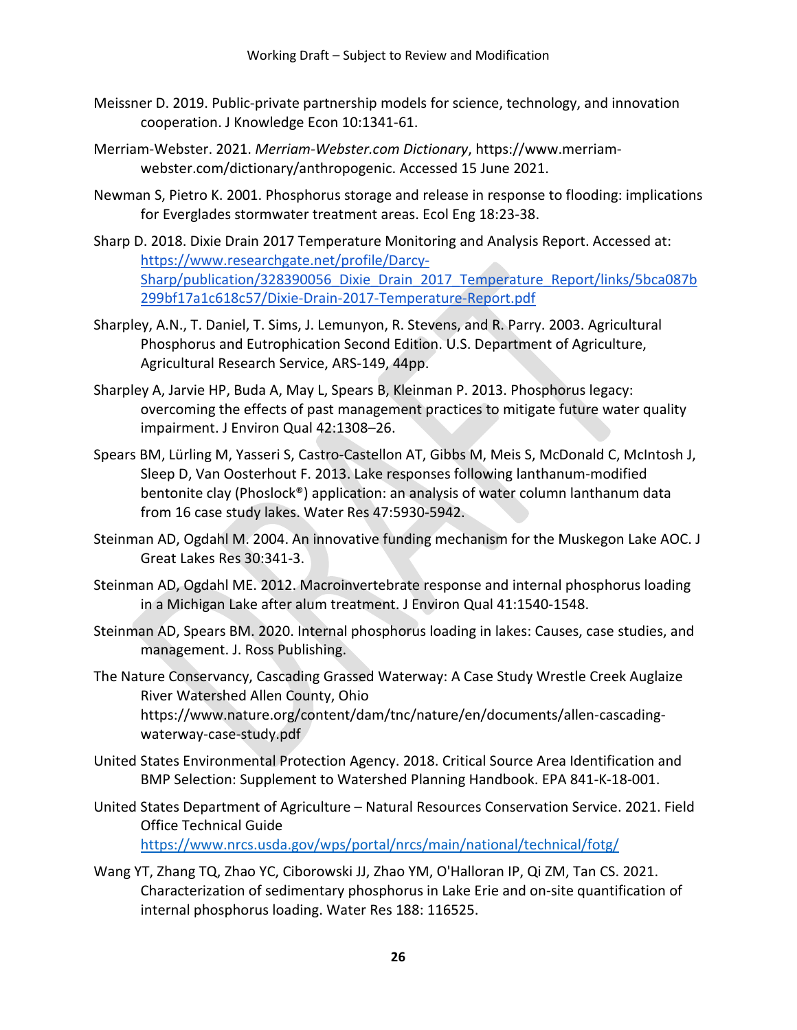Meissner D. 2019. Public-private partnership models for science, technology, and innovation cooperation. J Knowledge Econ 10:1341-61.

Merriam-Webster. 2021. *Merriam-Webster.com Dictionary*, https://www.merriam-webster.com/dictionary/anthropogenic. Accessed 15 June 2021.

Newman S, Pietro K. 2001. Phosphorus storage and release in response to flooding: implications for Everglades stormwater treatment areas. Ecol Eng 18:23-38.

Sharp D. 2018. Dixie Drain 2017 Temperature Monitoring and Analysis Report. Accessed at: https://www.researchgate.net/profile/Darcy-Sharp/publication/328390056_Dixie_Drain_2017_Temperature_Report/links/5bca087b299bf17a1c618c57/Dixie-Drain-2017-Temperature-Report.pdf

Sharpley, A.N., T. Daniel, T. Sims, J. Lemunyon, R. Stevens, and R. Parry. 2003. Agricultural Phosphorus and Eutrophication Second Edition. U.S. Department of Agriculture, Agricultural Research Service, ARS-149, 44pp.

Sharpley A, Jarvie HP, Buda A, May L, Spears B, Kleinman P. 2013. Phosphorus legacy: overcoming the effects of past management practices to mitigate future water quality impairment. J Environ Qual 42:1308–26.

Spears BM, Lürling M, Yasseri S, Castro-Castellon AT, Gibbs M, Meis S, McDonald C, McIntosh J, Sleep D, Van Oosterhout F. 2013. Lake responses following lanthanum-modified bentonite clay (Phoslock®) application: an analysis of water column lanthanum data from 16 case study lakes. Water Res 47:5930-5942.

Steinman AD, Ogdahl M. 2004. An innovative funding mechanism for the Muskegon Lake AOC. J Great Lakes Res 30:341-3.

Steinman AD, Ogdahl ME. 2012. Macroinvertebrate response and internal phosphorus loading in a Michigan Lake after alum treatment. J Environ Qual 41:1540-1548.

Steinman AD, Spears BM. 2020. Internal phosphorus loading in lakes: Causes, case studies, and management. J. Ross Publishing.

The Nature Conservancy, Cascading Grassed Waterway: A Case Study Wrestle Creek Auglaize River Watershed Allen County, Ohio https://www.nature.org/content/dam/tnc/nature/en/documents/allen-cascading-waterway-case-study.pdf

United States Environmental Protection Agency. 2018. Critical Source Area Identification and BMP Selection: Supplement to Watershed Planning Handbook. EPA 841-K-18-001.

United States Department of Agriculture – Natural Resources Conservation Service. 2021. Field Office Technical Guide https://www.nrcs.usda.gov/wps/portal/nrcs/main/national/technical/fotg/

Wang YT, Zhang TQ, Zhao YC, Ciborowski JJ, Zhao YM, O'Halloran IP, Qi ZM, Tan CS. 2021. Characterization of sedimentary phosphorus in Lake Erie and on-site quantification of internal phosphorus loading. Water Res 188: 116525.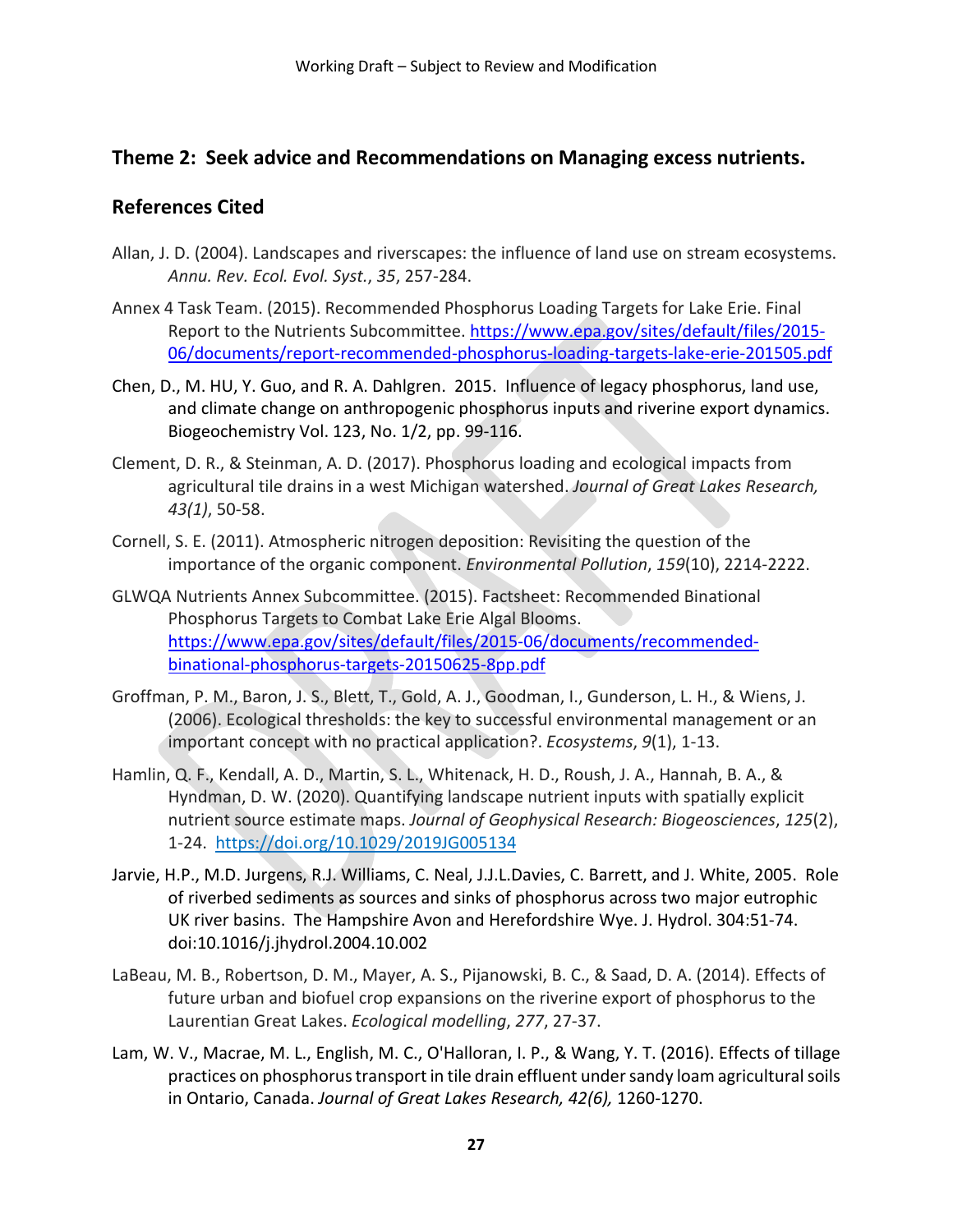## Theme 2: Seek advice and Recommendations on Managing excess nutrients.

## References Cited

Allan, J. D. (2004). Landscapes and riverscapes: the influence of land use on stream ecosystems. *Annu. Rev. Ecol. Evol. Syst.*, *35*, 257-284.

Annex 4 Task Team. (2015). Recommended Phosphorus Loading Targets for Lake Erie. Final Report to the Nutrients Subcommittee. https://www.epa.gov/sites/default/files/2015-06/documents/report-recommended-phosphorus-loading-targets-lake-erie-201505.pdf

Chen, D., M. HU, Y. Guo, and R. A. Dahlgren. 2015. Influence of legacy phosphorus, land use, and climate change on anthropogenic phosphorus inputs and riverine export dynamics. Biogeochemistry Vol. 123, No. 1/2, pp. 99-116.

Clement, D. R., & Steinman, A. D. (2017). Phosphorus loading and ecological impacts from agricultural tile drains in a west Michigan watershed. *Journal of Great Lakes Research, 43(1)*, 50-58.

Cornell, S. E. (2011). Atmospheric nitrogen deposition: Revisiting the question of the importance of the organic component. *Environmental Pollution*, *159*(10), 2214-2222.

GLWQA Nutrients Annex Subcommittee. (2015). Factsheet: Recommended Binational Phosphorus Targets to Combat Lake Erie Algal Blooms. https://www.epa.gov/sites/default/files/2015-06/documents/recommended-binational-phosphorus-targets-20150625-8pp.pdf

Groffman, P. M., Baron, J. S., Blett, T., Gold, A. J., Goodman, I., Gunderson, L. H., & Wiens, J. (2006). Ecological thresholds: the key to successful environmental management or an important concept with no practical application?. *Ecosystems*, *9*(1), 1-13.

Hamlin, Q. F., Kendall, A. D., Martin, S. L., Whitenack, H. D., Roush, J. A., Hannah, B. A., & Hyndman, D. W. (2020). Quantifying landscape nutrient inputs with spatially explicit nutrient source estimate maps. *Journal of Geophysical Research: Biogeosciences*, *125*(2), 1-24. https://doi.org/10.1029/2019JG005134

Jarvie, H.P., M.D. Jurgens, R.J. Williams, C. Neal, J.J.L.Davies, C. Barrett, and J. White, 2005. Role of riverbed sediments as sources and sinks of phosphorus across two major eutrophic UK river basins. The Hampshire Avon and Herefordshire Wye. J. Hydrol. 304:51-74. doi:10.1016/j.jhydrol.2004.10.002

LaBeau, M. B., Robertson, D. M., Mayer, A. S., Pijanowski, B. C., & Saad, D. A. (2014). Effects of future urban and biofuel crop expansions on the riverine export of phosphorus to the Laurentian Great Lakes. *Ecological modelling*, *277*, 27-37.

Lam, W. V., Macrae, M. L., English, M. C., O'Halloran, I. P., & Wang, Y. T. (2016). Effects of tillage practices on phosphorus transport in tile drain effluent under sandy loam agricultural soils in Ontario, Canada. *Journal of Great Lakes Research, 42(6),* 1260-1270.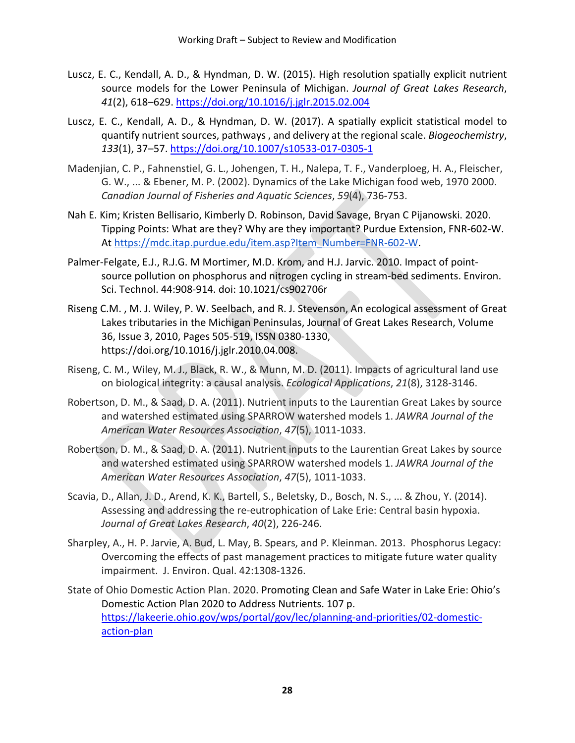Luscz, E. C., Kendall, A. D., & Hyndman, D. W. (2015). High resolution spatially explicit nutrient source models for the Lower Peninsula of Michigan. *Journal of Great Lakes Research*, *41*(2), 618–629. https://doi.org/10.1016/j.jglr.2015.02.004

Luscz, E. C., Kendall, A. D., & Hyndman, D. W. (2017). A spatially explicit statistical model to quantify nutrient sources, pathways , and delivery at the regional scale. *Biogeochemistry*, *133*(1), 37–57. https://doi.org/10.1007/s10533-017-0305-1

Madenjian, C. P., Fahnenstiel, G. L., Johengen, T. H., Nalepa, T. F., Vanderploeg, H. A., Fleischer, G. W., ... & Ebener, M. P. (2002). Dynamics of the Lake Michigan food web, 1970 2000. *Canadian Journal of Fisheries and Aquatic Sciences*, *59*(4), 736-753.

Nah E. Kim; Kristen Bellisario, Kimberly D. Robinson, David Savage, Bryan C Pijanowski. 2020. Tipping Points: What are they? Why are they important? Purdue Extension, FNR-602-W. At https://mdc.itap.purdue.edu/item.asp?Item_Number=FNR-602-W.

Palmer-Felgate, E.J., R.J.G. M Mortimer, M.D. Krom, and H.J. Jarvic. 2010. Impact of point-source pollution on phosphorus and nitrogen cycling in stream-bed sediments. Environ. Sci. Technol. 44:908-914. doi: 10.1021/cs902706r

Riseng C.M. , M. J. Wiley, P. W. Seelbach, and R. J. Stevenson, An ecological assessment of Great Lakes tributaries in the Michigan Peninsulas, Journal of Great Lakes Research, Volume 36, Issue 3, 2010, Pages 505-519, ISSN 0380-1330, https://doi.org/10.1016/j.jglr.2010.04.008.

Riseng, C. M., Wiley, M. J., Black, R. W., & Munn, M. D. (2011). Impacts of agricultural land use on biological integrity: a causal analysis. *Ecological Applications*, *21*(8), 3128-3146.

Robertson, D. M., & Saad, D. A. (2011). Nutrient inputs to the Laurentian Great Lakes by source and watershed estimated using SPARROW watershed models 1. *JAWRA Journal of the American Water Resources Association*, *47*(5), 1011-1033.

Robertson, D. M., & Saad, D. A. (2011). Nutrient inputs to the Laurentian Great Lakes by source and watershed estimated using SPARROW watershed models 1. *JAWRA Journal of the American Water Resources Association*, *47*(5), 1011-1033.

Scavia, D., Allan, J. D., Arend, K. K., Bartell, S., Beletsky, D., Bosch, N. S., ... & Zhou, Y. (2014). Assessing and addressing the re-eutrophication of Lake Erie: Central basin hypoxia. *Journal of Great Lakes Research*, *40*(2), 226-246.

Sharpley, A., H. P. Jarvie, A. Bud, L. May, B. Spears, and P. Kleinman. 2013. Phosphorus Legacy: Overcoming the effects of past management practices to mitigate future water quality impairment. J. Environ. Qual. 42:1308-1326.

State of Ohio Domestic Action Plan. 2020. Promoting Clean and Safe Water in Lake Erie: Ohio's Domestic Action Plan 2020 to Address Nutrients. 107 p. https://lakeerie.ohio.gov/wps/portal/gov/lec/planning-and-priorities/02-domestic-action-plan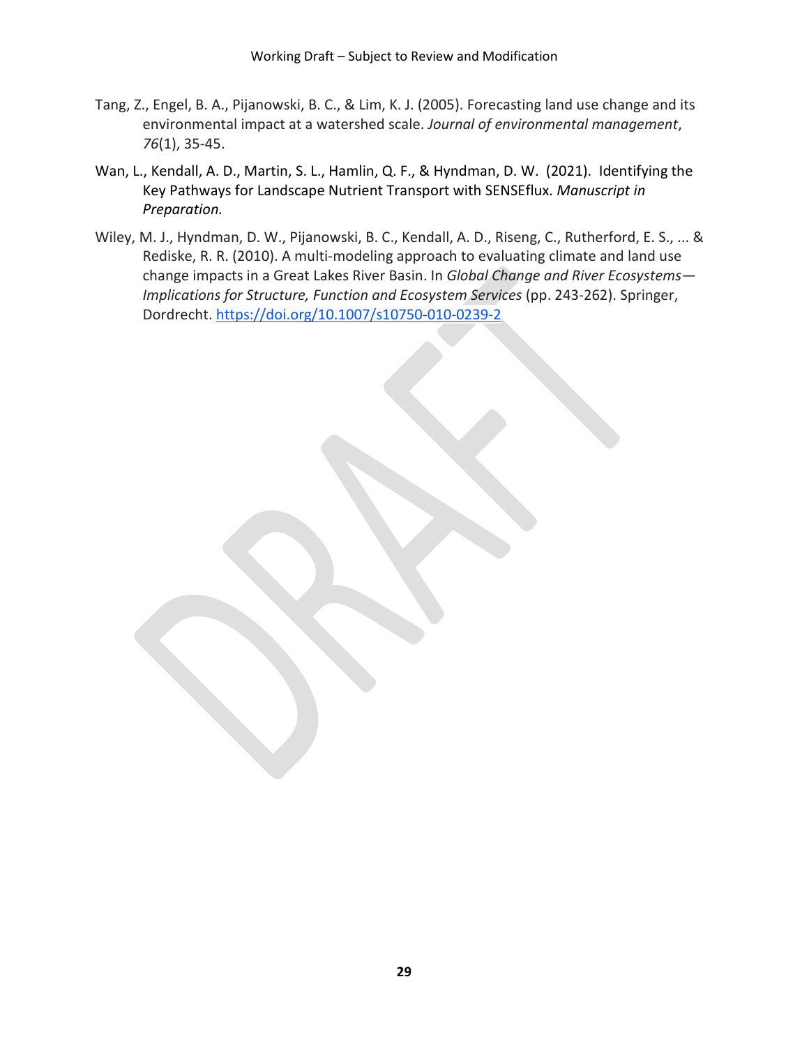Tang, Z., Engel, B. A., Pijanowski, B. C., & Lim, K. J. (2005). Forecasting land use change and its environmental impact at a watershed scale. *Journal of environmental management*, *76*(1), 35-45.

Wan, L., Kendall, A. D., Martin, S. L., Hamlin, Q. F., & Hyndman, D. W. (2021). Identifying the Key Pathways for Landscape Nutrient Transport with SENSEflux. *Manuscript in Preparation.*

Wiley, M. J., Hyndman, D. W., Pijanowski, B. C., Kendall, A. D., Riseng, C., Rutherford, E. S., ... & Rediske, R. R. (2010). A multi-modeling approach to evaluating climate and land use change impacts in a Great Lakes River Basin. In *Global Change and River Ecosystems—Implications for Structure, Function and Ecosystem Services* (pp. 243-262). Springer, Dordrecht. https://doi.org/10.1007/s10750-010-0239-2